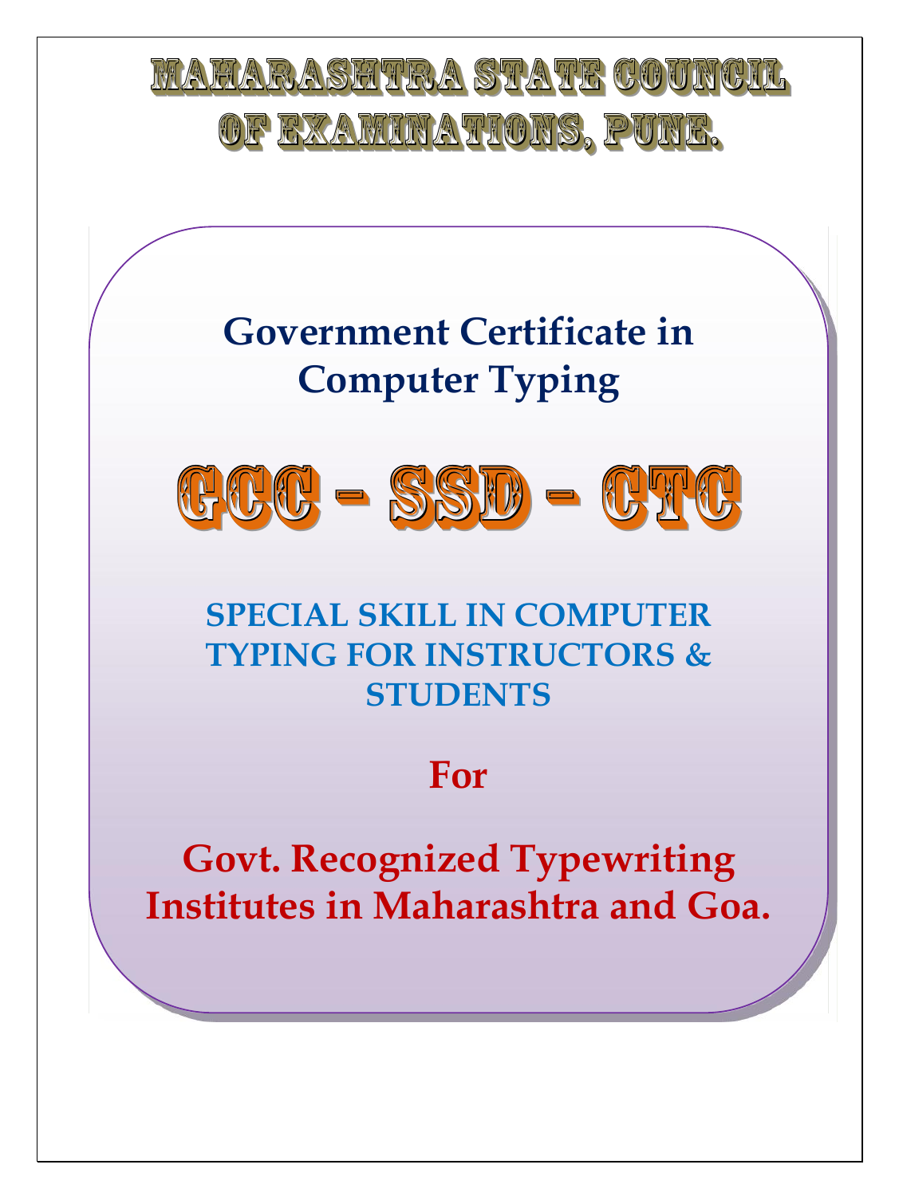# MAHARASHTRA STATE COUNCIL OF EXAMINATIONS, PUNE.

## Government Certificate in Computer Typing

# GCC – SSD – CTC

### SPECIAL SKILL IN COMPUTER TYPING FOR INSTRUCTORS & STUDENTS

## For

## Govt. Recognized Typewriting Institutes in Maharashtra and Goa.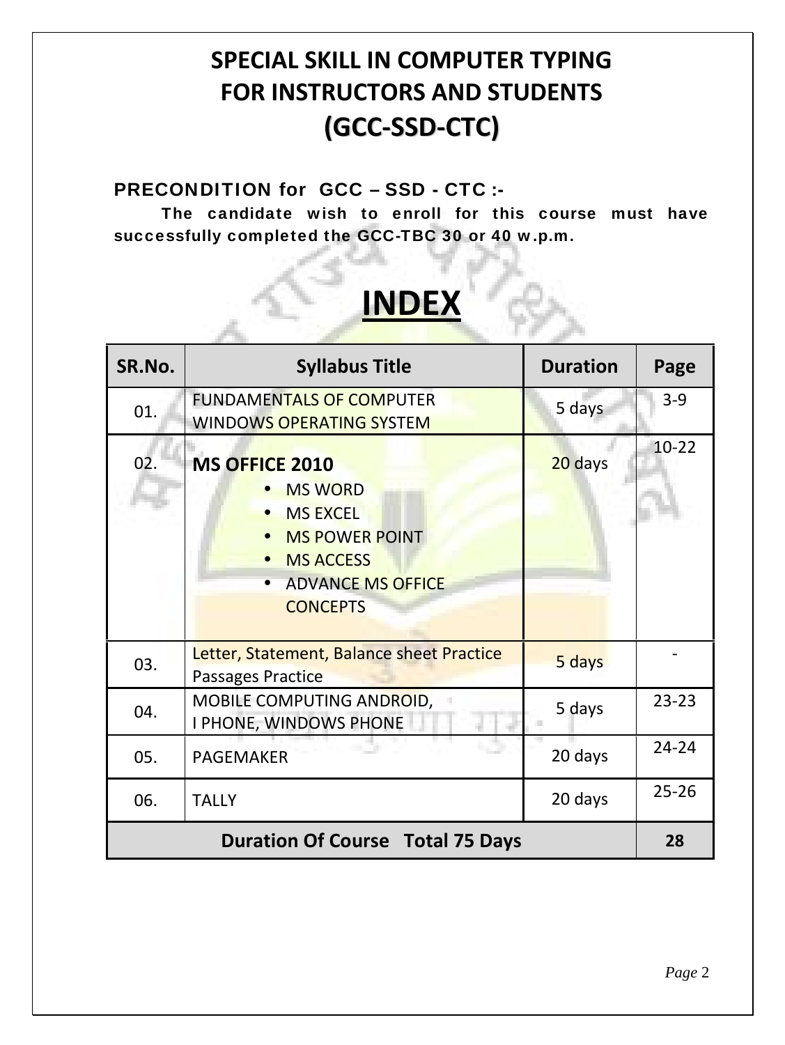# SPECIAL SKILL IN COMPUTER TYPING FOR INSTRUCTORS AND STUDENTS (GCC-SSD-CTC)

**PRECONDITION for GCC – SSD - CTC :-**

**The candidate wish to enroll for this course must have successfully completed the GCC-TBC 30 or 40 w.p.m.**

# INDEX

| SR.No. | Syllabus Title | Duration | Page |
|---|---|---|---|
| 01. | FUNDAMENTALS OF COMPUTER<br>WINDOWS OPERATING SYSTEM | 5 days | 3-9 |
| 02. | **MS OFFICE 2010**<br>• MS WORD<br>• MS EXCEL<br>• MS POWER POINT<br>• MS ACCESS<br>• ADVANCE MS OFFICE CONCEPTS | 20 days | 10-22 |
| 03. | Letter, Statement, Balance sheet Practice<br>Passages Practice | 5 days | - |
| 04. | MOBILE COMPUTING ANDROID,<br>I PHONE, WINDOWS PHONE | 5 days | 23-23 |
| 05. | PAGEMAKER | 20 days | 24-24 |
| 06. | TALLY | 20 days | 25-26 |
| **Duration Of Course Total 75 Days** | | | **28** |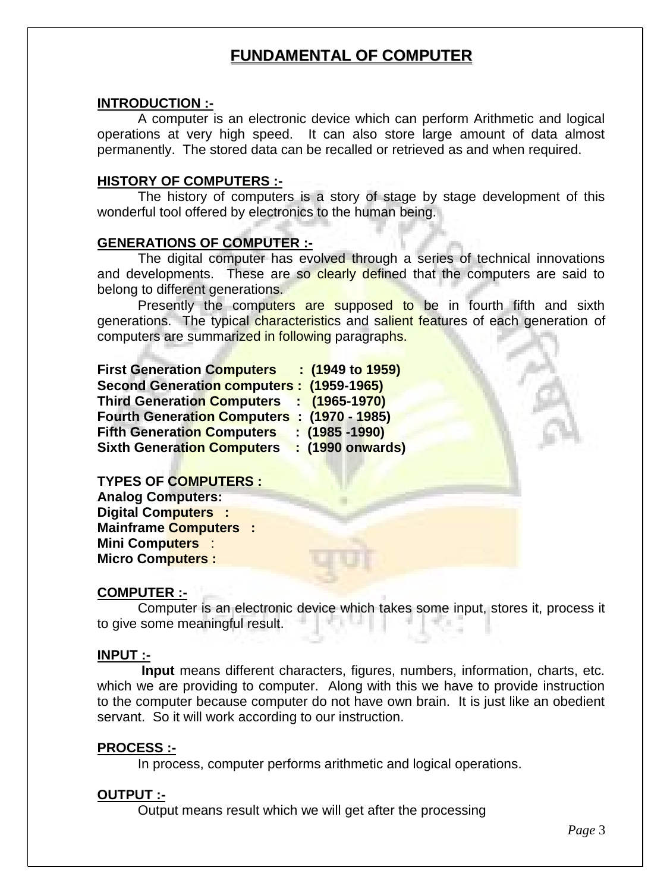# FUNDAMENTAL OF COMPUTER

**INTRODUCTION :-**

A computer is an electronic device which can perform Arithmetic and logical operations at very high speed. It can also store large amount of data almost permanently. The stored data can be recalled or retrieved as and when required.

**HISTORY OF COMPUTERS :-**

The history of computers is a story of stage by stage development of this wonderful tool offered by electronics to the human being.

**GENERATIONS OF COMPUTER :-**

The digital computer has evolved through a series of technical innovations and developments. These are so clearly defined that the computers are said to belong to different generations.

Presently the computers are supposed to be in fourth fifth and sixth generations. The typical characteristics and salient features of each generation of computers are summarized in following paragraphs.

**First Generation Computers : (1949 to 1959)**
**Second Generation computers : (1959-1965)**
**Third Generation Computers : (1965-1970)**
**Fourth Generation Computers : (1970 - 1985)**
**Fifth Generation Computers : (1985 -1990)**
**Sixth Generation Computers : (1990 onwards)**

**TYPES OF COMPUTERS :**
**Analog Computers:**
**Digital Computers :**
**Mainframe Computers :**
**Mini Computers** :
**Micro Computers :**

**COMPUTER :-**

Computer is an electronic device which takes some input, stores it, process it to give some meaningful result.

**INPUT :-**

**Input** means different characters, figures, numbers, information, charts, etc. which we are providing to computer. Along with this we have to provide instruction to the computer because computer do not have own brain. It is just like an obedient servant. So it will work according to our instruction.

**PROCESS :-**

In process, computer performs arithmetic and logical operations.

**OUTPUT :-**

Output means result which we will get after the processing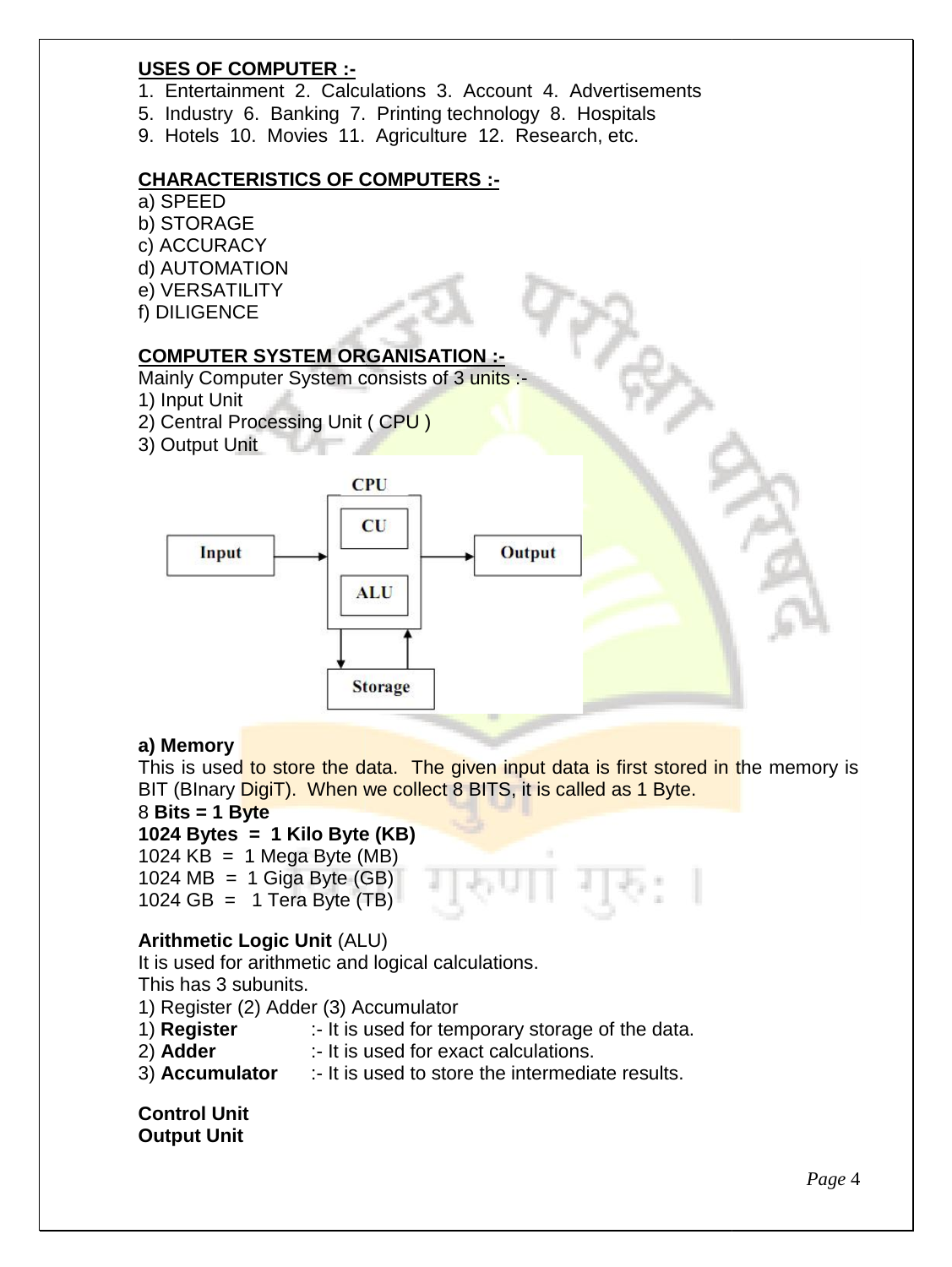**USES OF COMPUTER :-**

1. Entertainment 2. Calculations 3. Account 4. Advertisements
5. Industry 6. Banking 7. Printing technology 8. Hospitals
9. Hotels 10. Movies 11. Agriculture 12. Research, etc.

**CHARACTERISTICS OF COMPUTERS :-**

a) SPEED
b) STORAGE
c) ACCURACY
d) AUTOMATION
e) VERSATILITY
f) DILIGENCE

**COMPUTER SYSTEM ORGANISATION :-**

Mainly Computer System consists of 3 units :-
1) Input Unit
2) Central Processing Unit ( CPU )
3) Output Unit

CPU
CU
ALU
Input
Output
Storage

**a) Memory**

This is used to store the data. The given input data is first stored in the memory is BIT (BInary DigiT). When we collect 8 BITS, it is called as 1 Byte.

8 **Bits = 1 Byte**
**1024 Bytes = 1 Kilo Byte (KB)**
1024 KB = 1 Mega Byte (MB)
1024 MB = 1 Giga Byte (GB)
1024 GB = 1 Tera Byte (TB)

**Arithmetic Logic Unit** (ALU)

It is used for arithmetic and logical calculations.
This has 3 subunits.
1) Register (2) Adder (3) Accumulator
1) **Register** :- It is used for temporary storage of the data.
2) **Adder** :- It is used for exact calculations.
3) **Accumulator** :- It is used to store the intermediate results.

**Control Unit**
**Output Unit**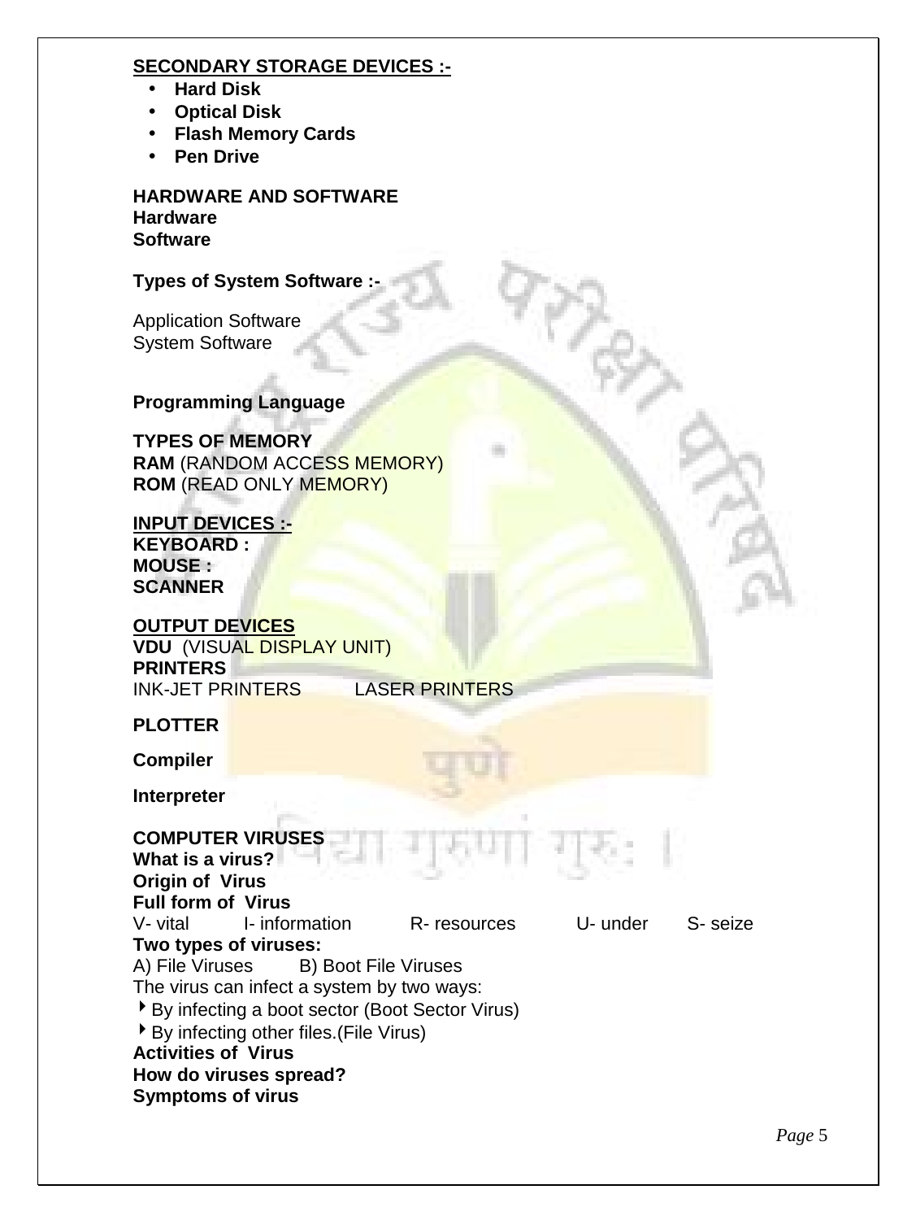**<u>SECONDARY STORAGE DEVICES :-</u>**

- **Hard Disk**
- **Optical Disk**
- **Flash Memory Cards**
- **Pen Drive**

**HARDWARE AND SOFTWARE**
**Hardware**
**Software**

**Types of System Software :-**

Application Software
System Software

**Programming Language**

**TYPES OF MEMORY**
**RAM** (RANDOM ACCESS MEMORY)
**ROM** (READ ONLY MEMORY)

**<u>INPUT DEVICES :-</u>**
**KEYBOARD :**
**MOUSE :**
**SCANNER**

**<u>OUTPUT DEVICES</u>**
**VDU** (VISUAL DISPLAY UNIT)
**PRINTERS**
INK-JET PRINTERS LASER PRINTERS

**PLOTTER**

**Compiler**

**Interpreter**

**COMPUTER VIRUSES**
**What is a virus?**
**Origin of Virus**
**Full form of Virus**
V- vital I- information R- resources U- under S- seize
**Two types of viruses:**
A) File Viruses B) Boot File Viruses
The virus can infect a system by two ways:

- By infecting a boot sector (Boot Sector Virus)
- By infecting other files.(File Virus)

**Activities of Virus**
**How do viruses spread?**
**Symptoms of virus**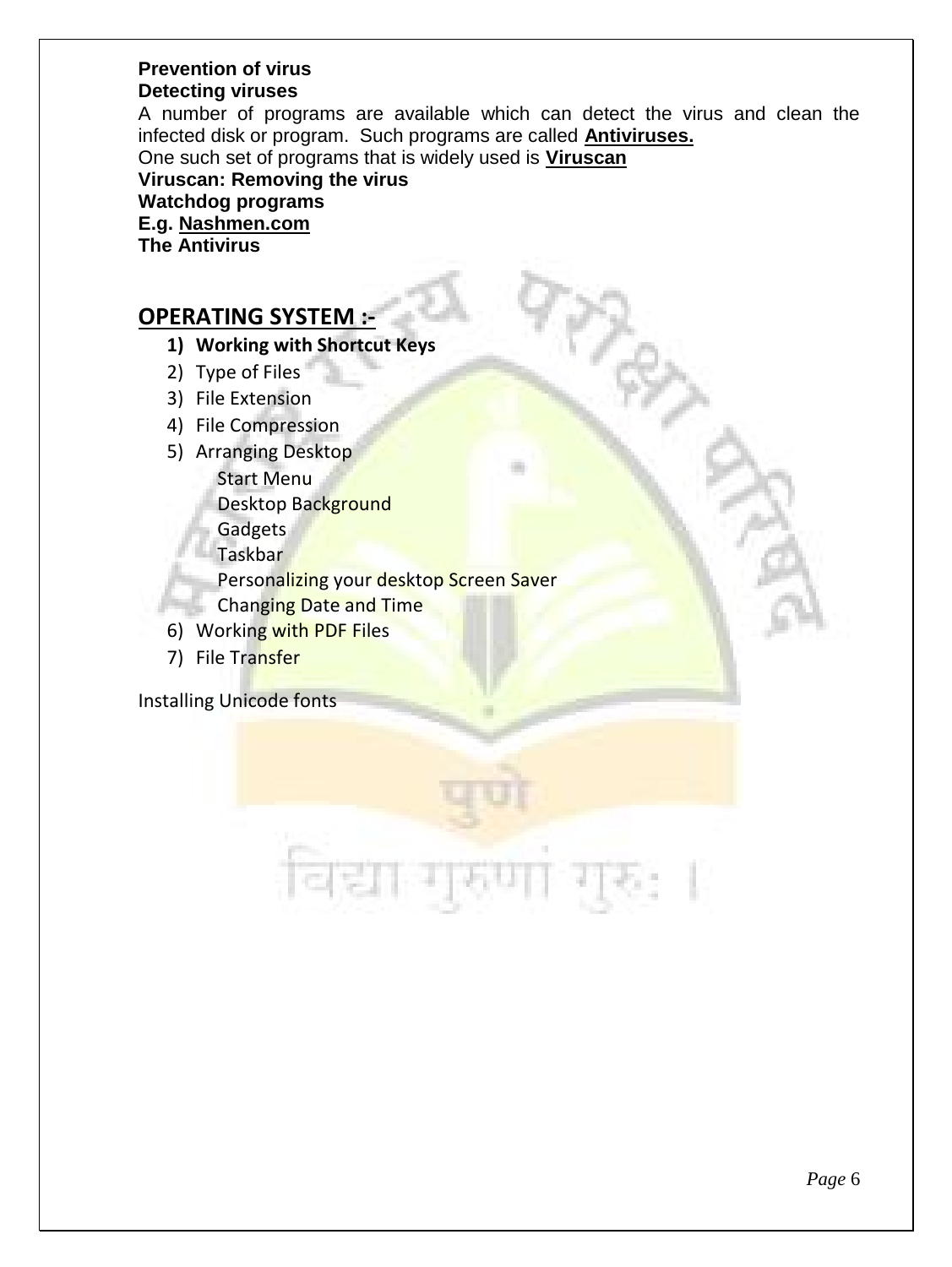**Prevention of virus**
**Detecting viruses**

A number of programs are available which can detect the virus and clean the infected disk or program. Such programs are called **Antiviruses.**

One such set of programs that is widely used is **Viruscan**

**Viruscan: Removing the virus**
**Watchdog programs**
**E.g. Nashmen.com**
**The Antivirus**

## OPERATING SYSTEM :-

1) **Working with Shortcut Keys**
2) Type of Files
3) File Extension
4) File Compression
5) Arranging Desktop
   - Start Menu
   - Desktop Background
   - Gadgets
   - Taskbar
   - Personalizing your desktop Screen Saver
   - Changing Date and Time
6) Working with PDF Files
7) File Transfer

Installing Unicode fonts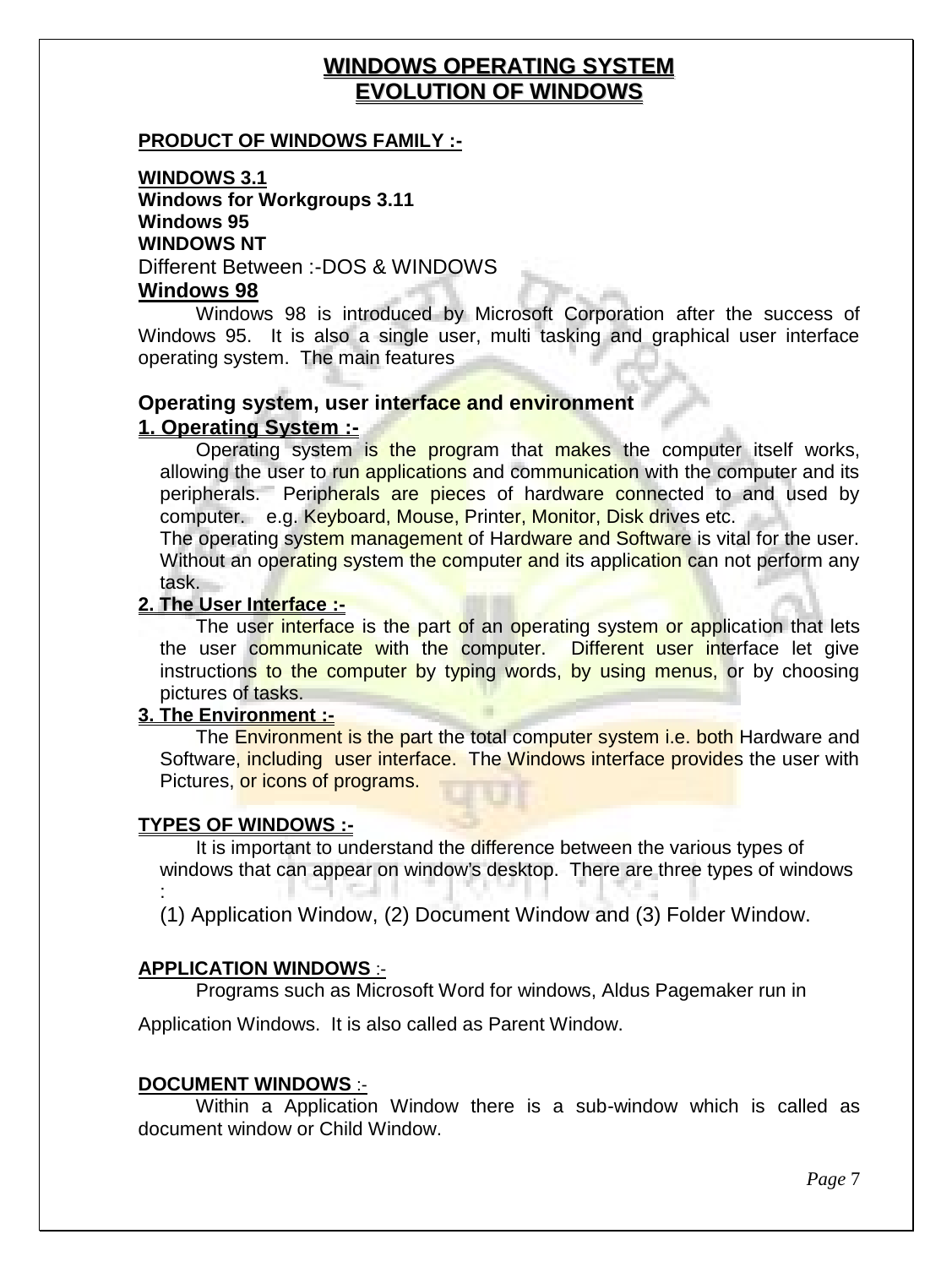# WINDOWS OPERATING SYSTEM
# EVOLUTION OF WINDOWS

**PRODUCT OF WINDOWS FAMILY :-**

**WINDOWS 3.1**
**Windows for Workgroups 3.11**
**Windows 95**
**WINDOWS NT**
Different Between :-DOS & WINDOWS

## Windows 98

Windows 98 is introduced by Microsoft Corporation after the success of Windows 95. It is also a single user, multi tasking and graphical user interface operating system. The main features

## Operating system, user interface and environment

### 1. Operating System :-

Operating system is the program that makes the computer itself works, allowing the user to run applications and communication with the computer and its peripherals. Peripherals are pieces of hardware connected to and used by computer. e.g. Keyboard, Mouse, Printer, Monitor, Disk drives etc.

The operating system management of Hardware and Software is vital for the user. Without an operating system the computer and its application can not perform any task.

### 2. The User Interface :-

The user interface is the part of an operating system or application that lets the user communicate with the computer. Different user interface let give instructions to the computer by typing words, by using menus, or by choosing pictures of tasks.

### 3. The Environment :-

The Environment is the part the total computer system i.e. both Hardware and Software, including user interface. The Windows interface provides the user with Pictures, or icons of programs.

**TYPES OF WINDOWS :-**

It is important to understand the difference between the various types of windows that can appear on window's desktop. There are three types of windows :

(1) Application Window, (2) Document Window and (3) Folder Window.

**APPLICATION WINDOWS** :-

Programs such as Microsoft Word for windows, Aldus Pagemaker run in Application Windows. It is also called as Parent Window.

**DOCUMENT WINDOWS** :-

Within a Application Window there is a sub-window which is called as document window or Child Window.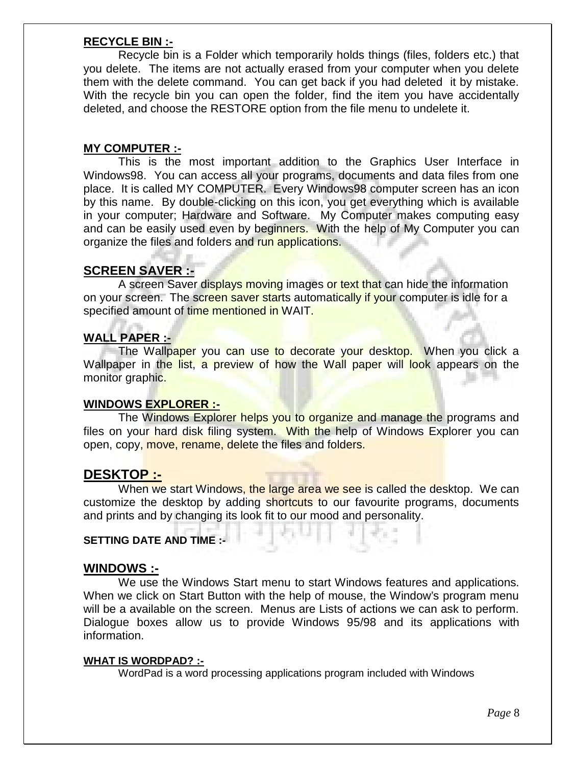**RECYCLE BIN :-**

Recycle bin is a Folder which temporarily holds things (files, folders etc.) that you delete. The items are not actually erased from your computer when you delete them with the delete command. You can get back if you had deleted it by mistake. With the recycle bin you can open the folder, find the item you have accidentally deleted, and choose the RESTORE option from the file menu to undelete it.

**MY COMPUTER :-**

This is the most important addition to the Graphics User Interface in Windows98. You can access all your programs, documents and data files from one place. It is called MY COMPUTER. Every Windows98 computer screen has an icon by this name. By double-clicking on this icon, you get everything which is available in your computer; Hardware and Software. My Computer makes computing easy and can be easily used even by beginners. With the help of My Computer you can organize the files and folders and run applications.

## SCREEN SAVER :-

A screen Saver displays moving images or text that can hide the information on your screen. The screen saver starts automatically if your computer is idle for a specified amount of time mentioned in WAIT.

**WALL PAPER :-**

The Wallpaper you can use to decorate your desktop. When you click a Wallpaper in the list, a preview of how the Wall paper will look appears on the monitor graphic.

**WINDOWS EXPLORER :-**

The Windows Explorer helps you to organize and manage the programs and files on your hard disk filing system. With the help of Windows Explorer you can open, copy, move, rename, delete the files and folders.

## DESKTOP :-

When we start Windows, the large area we see is called the desktop. We can customize the desktop by adding shortcuts to our favourite programs, documents and prints and by changing its look fit to our mood and personality.

**SETTING DATE AND TIME :-**

## WINDOWS :-

We use the Windows Start menu to start Windows features and applications. When we click on Start Button with the help of mouse, the Window's program menu will be a available on the screen. Menus are Lists of actions we can ask to perform. Dialogue boxes allow us to provide Windows 95/98 and its applications with information.

**WHAT IS WORDPAD? :-**

WordPad is a word processing applications program included with Windows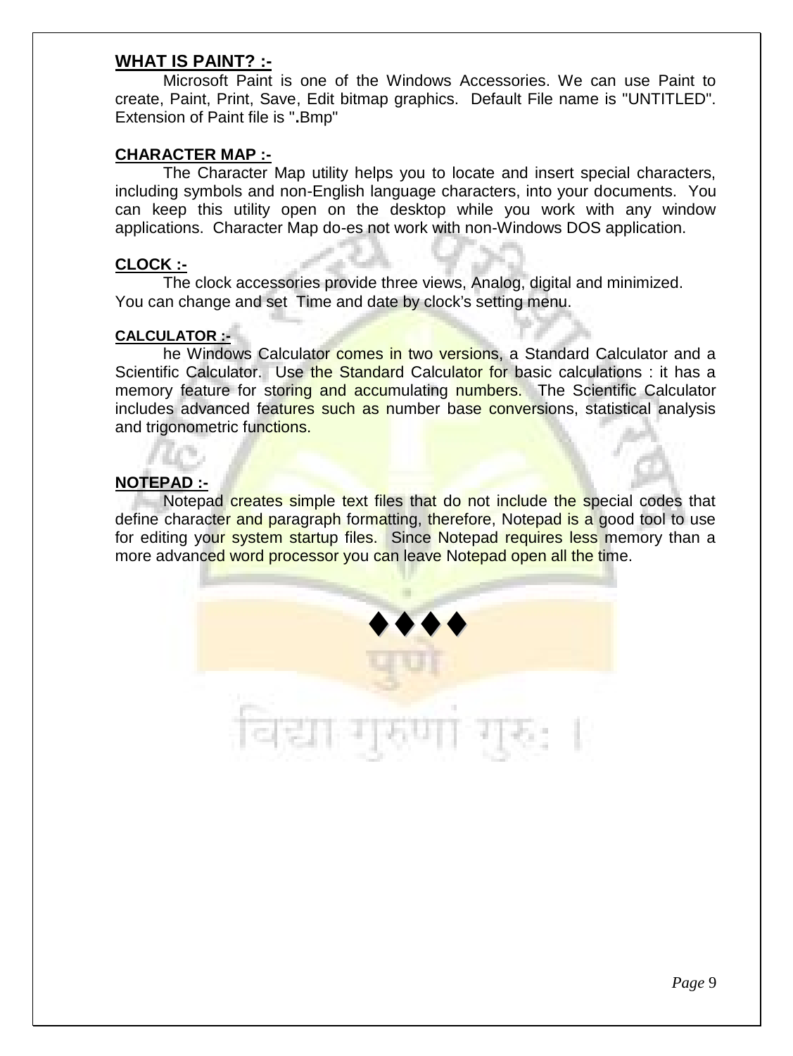## WHAT IS PAINT? :-

Microsoft Paint is one of the Windows Accessories. We can use Paint to create, Paint, Print, Save, Edit bitmap graphics. Default File name is "UNTITLED". Extension of Paint file is ".Bmp"

## CHARACTER MAP :-

The Character Map utility helps you to locate and insert special characters, including symbols and non-English language characters, into your documents. You can keep this utility open on the desktop while you work with any window applications. Character Map do-es not work with non-Windows DOS application.

## CLOCK :-

The clock accessories provide three views, Analog, digital and minimized. You can change and set Time and date by clock's setting menu.

## CALCULATOR :-

he Windows Calculator comes in two versions, a Standard Calculator and a Scientific Calculator. Use the Standard Calculator for basic calculations : it has a memory feature for storing and accumulating numbers. The Scientific Calculator includes advanced features such as number base conversions, statistical analysis and trigonometric functions.

## NOTEPAD :-

Notepad creates simple text files that do not include the special codes that define character and paragraph formatting, therefore, Notepad is a good tool to use for editing your system startup files. Since Notepad requires less memory than a more advanced word processor you can leave Notepad open all the time.

♦♦♦♦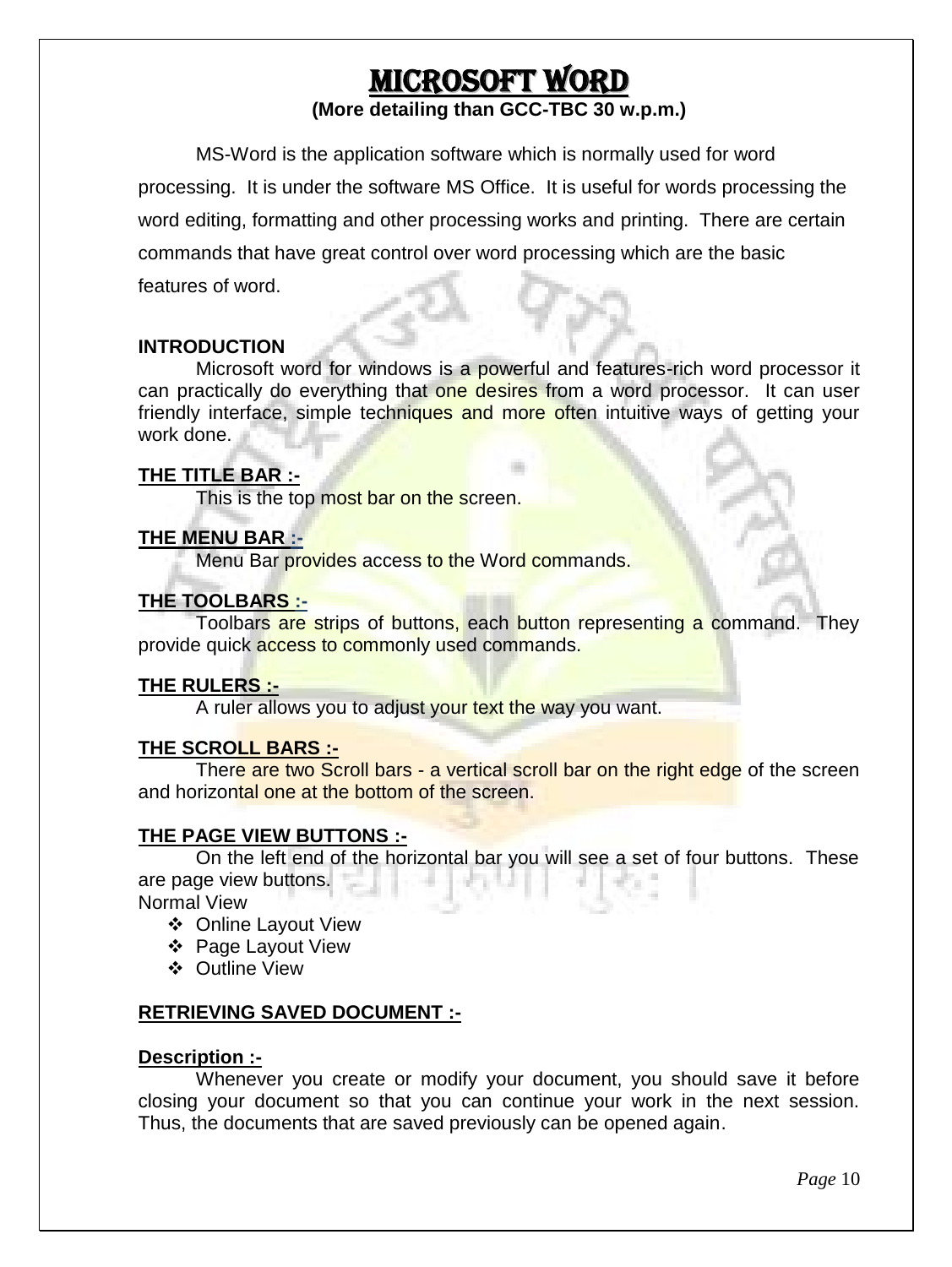# MICROSOFT WORD

**(More detailing than GCC-TBC 30 w.p.m.)**

MS-Word is the application software which is normally used for word processing. It is under the software MS Office. It is useful for words processing the word editing, formatting and other processing works and printing. There are certain commands that have great control over word processing which are the basic features of word.

**INTRODUCTION**

Microsoft word for windows is a powerful and features-rich word processor it can practically do everything that one desires from a word processor. It can user friendly interface, simple techniques and more often intuitive ways of getting your work done.

**THE TITLE BAR :-**

This is the top most bar on the screen.

**THE MENU BAR :-**

Menu Bar provides access to the Word commands.

**THE TOOLBARS :-**

Toolbars are strips of buttons, each button representing a command. They provide quick access to commonly used commands.

**THE RULERS :-**

A ruler allows you to adjust your text the way you want.

**THE SCROLL BARS :-**

There are two Scroll bars - a vertical scroll bar on the right edge of the screen and horizontal one at the bottom of the screen.

**THE PAGE VIEW BUTTONS :-**

On the left end of the horizontal bar you will see a set of four buttons. These are page view buttons.

Normal View

- Online Layout View
- Page Layout View
- Outline View

**RETRIEVING SAVED DOCUMENT :-**

**Description :-**

Whenever you create or modify your document, you should save it before closing your document so that you can continue your work in the next session. Thus, the documents that are saved previously can be opened again.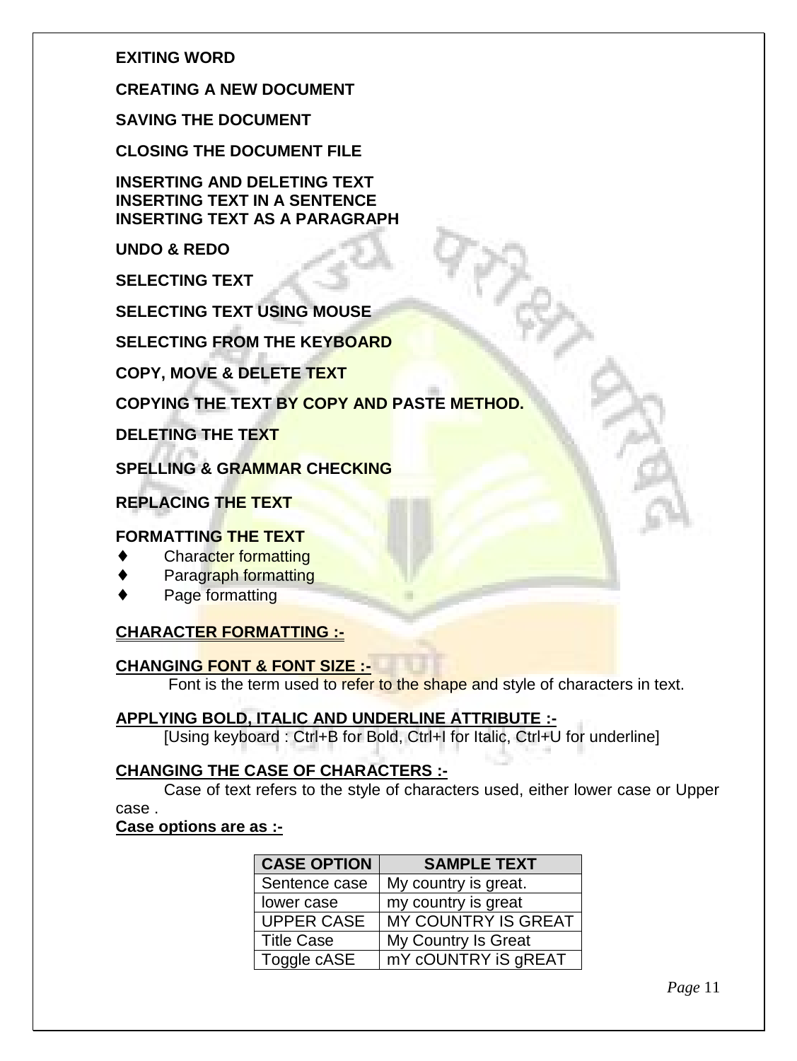**EXITING WORD**

**CREATING A NEW DOCUMENT**

**SAVING THE DOCUMENT**

**CLOSING THE DOCUMENT FILE**

**INSERTING AND DELETING TEXT**
**INSERTING TEXT IN A SENTENCE**
**INSERTING TEXT AS A PARAGRAPH**

**UNDO & REDO**

**SELECTING TEXT**

**SELECTING TEXT USING MOUSE**

**SELECTING FROM THE KEYBOARD**

**COPY, MOVE & DELETE TEXT**

**COPYING THE TEXT BY COPY AND PASTE METHOD.**

**DELETING THE TEXT**

**SPELLING & GRAMMAR CHECKING**

**REPLACING THE TEXT**

**FORMATTING THE TEXT**

- Character formatting
- Paragraph formatting
- Page formatting

**CHARACTER FORMATTING :-**

**CHANGING FONT & FONT SIZE :-**

Font is the term used to refer to the shape and style of characters in text.

**APPLYING BOLD, ITALIC AND UNDERLINE ATTRIBUTE :-**

[Using keyboard : Ctrl+B for Bold, Ctrl+I for Italic, Ctrl+U for underline]

**CHANGING THE CASE OF CHARACTERS :-**

Case of text refers to the style of characters used, either lower case or Upper case .

**Case options are as :-**

| CASE OPTION | SAMPLE TEXT |
|---|---|
| Sentence case | My country is great. |
| lower case | my country is great |
| UPPER CASE | MY COUNTRY IS GREAT |
| Title Case | My Country Is Great |
| Toggle cASE | mY cOUNTRY iS gREAT |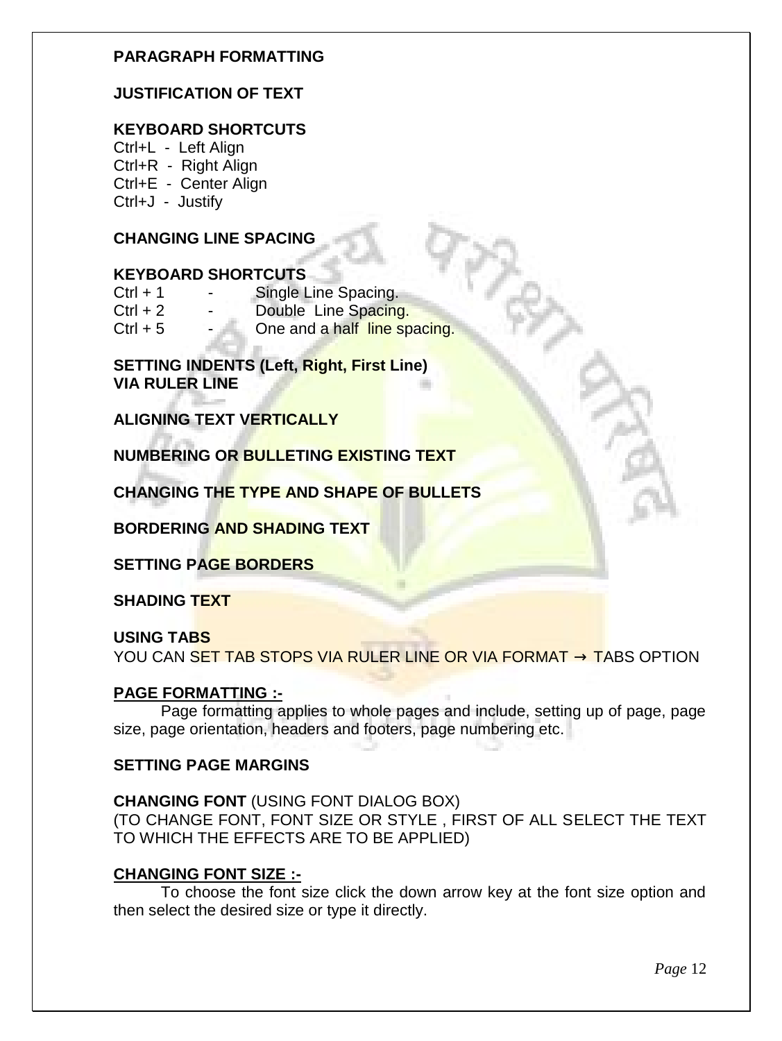**PARAGRAPH FORMATTING**

**JUSTIFICATION OF TEXT**

**KEYBOARD SHORTCUTS**

Ctrl+L - Left Align
Ctrl+R - Right Align
Ctrl+E - Center Align
Ctrl+J - Justify

**CHANGING LINE SPACING**

**KEYBOARD SHORTCUTS**

Ctrl + 1 - Single Line Spacing.
Ctrl + 2 - Double Line Spacing.
Ctrl + 5 - One and a half line spacing.

**SETTING INDENTS (Left, Right, First Line)**
**VIA RULER LINE**

**ALIGNING TEXT VERTICALLY**

**NUMBERING OR BULLETING EXISTING TEXT**

**CHANGING THE TYPE AND SHAPE OF BULLETS**

**BORDERING AND SHADING TEXT**

**SETTING PAGE BORDERS**

**SHADING TEXT**

**USING TABS**

YOU CAN SET TAB STOPS VIA RULER LINE OR VIA FORMAT → TABS OPTION

**PAGE FORMATTING :-**

Page formatting applies to whole pages and include, setting up of page, page size, page orientation, headers and footers, page numbering etc.

**SETTING PAGE MARGINS**

**CHANGING FONT** (USING FONT DIALOG BOX)
(TO CHANGE FONT, FONT SIZE OR STYLE , FIRST OF ALL SELECT THE TEXT TO WHICH THE EFFECTS ARE TO BE APPLIED)

**CHANGING FONT SIZE :-**

To choose the font size click the down arrow key at the font size option and then select the desired size or type it directly.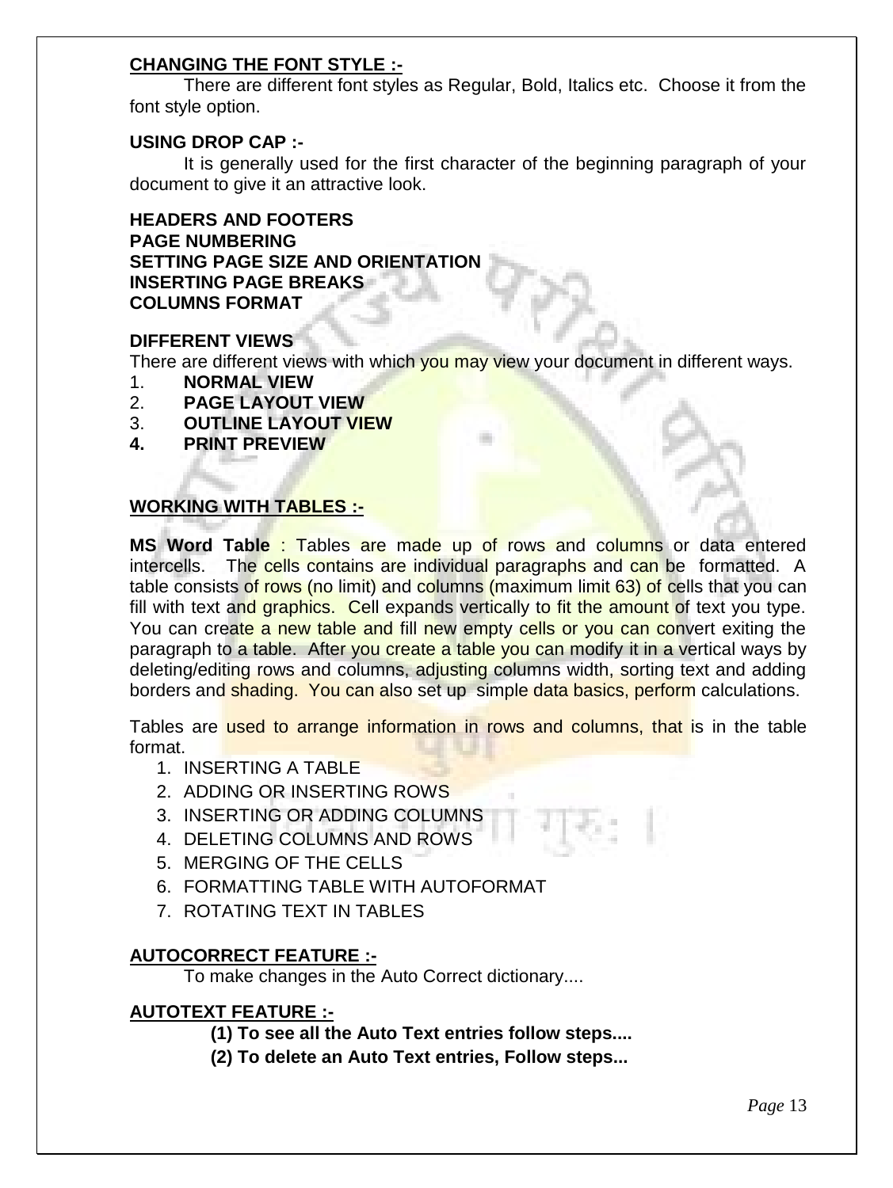**CHANGING THE FONT STYLE :-**

There are different font styles as Regular, Bold, Italics etc. Choose it from the font style option.

**USING DROP CAP :-**

It is generally used for the first character of the beginning paragraph of your document to give it an attractive look.

**HEADERS AND FOOTERS**
**PAGE NUMBERING**
**SETTING PAGE SIZE AND ORIENTATION**
**INSERTING PAGE BREAKS**
**COLUMNS FORMAT**

**DIFFERENT VIEWS**

There are different views with which you may view your document in different ways.

1. **NORMAL VIEW**
2. **PAGE LAYOUT VIEW**
3. **OUTLINE LAYOUT VIEW**
4. **PRINT PREVIEW**

**WORKING WITH TABLES :-**

**MS Word Table** : Tables are made up of rows and columns or data entered intercells. The cells contains are individual paragraphs and can be formatted. A table consists of rows (no limit) and columns (maximum limit 63) of cells that you can fill with text and graphics. Cell expands vertically to fit the amount of text you type. You can create a new table and fill new empty cells or you can convert exiting the paragraph to a table. After you create a table you can modify it in a vertical ways by deleting/editing rows and columns, adjusting columns width, sorting text and adding borders and shading. You can also set up simple data basics, perform calculations.

Tables are used to arrange information in rows and columns, that is in the table format.

1. INSERTING A TABLE
2. ADDING OR INSERTING ROWS
3. INSERTING OR ADDING COLUMNS
4. DELETING COLUMNS AND ROWS
5. MERGING OF THE CELLS
6. FORMATTING TABLE WITH AUTOFORMAT
7. ROTATING TEXT IN TABLES

**AUTOCORRECT FEATURE :-**

To make changes in the Auto Correct dictionary....

**AUTOTEXT FEATURE :-**

**(1) To see all the Auto Text entries follow steps....**

**(2) To delete an Auto Text entries, Follow steps...**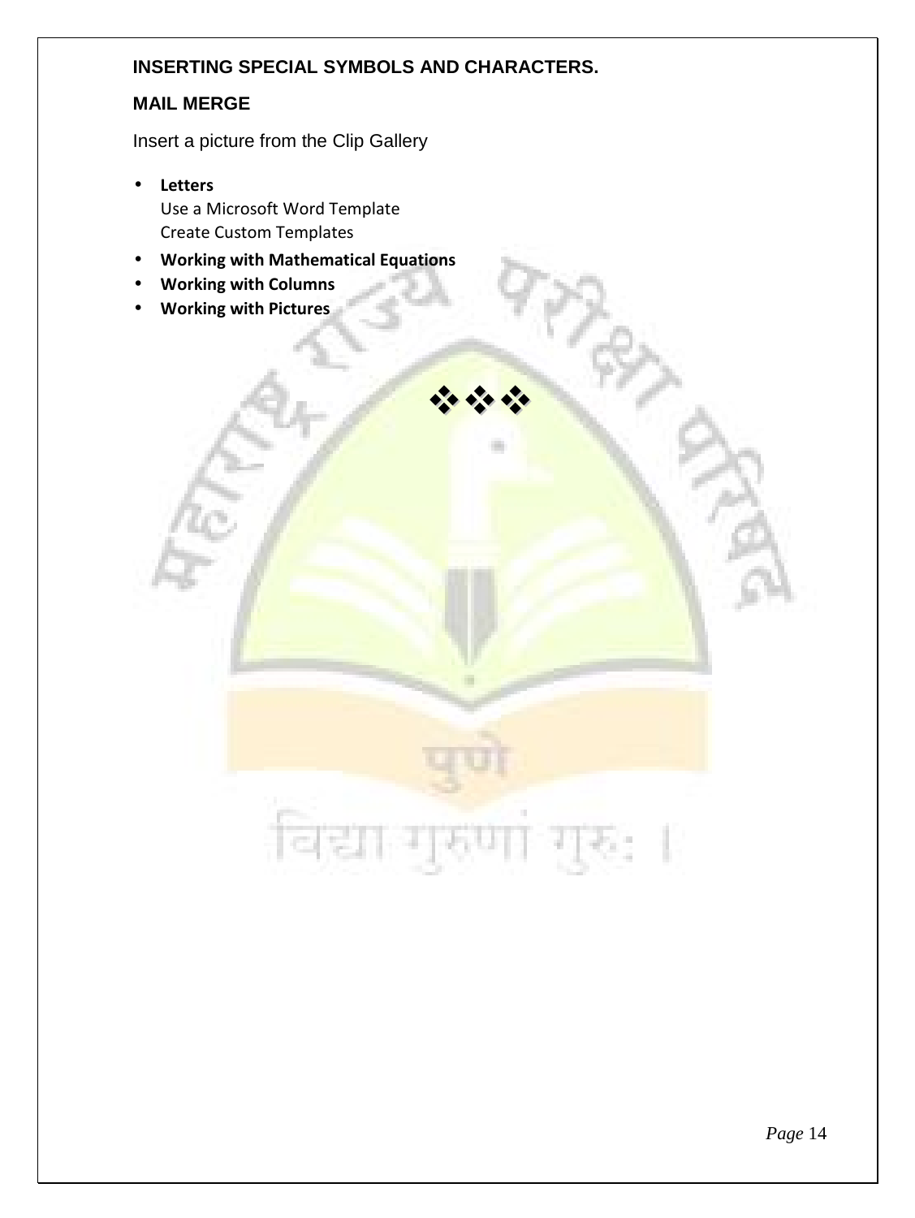**INSERTING SPECIAL SYMBOLS AND CHARACTERS.**

**MAIL MERGE**

Insert a picture from the Clip Gallery

- **Letters**
  Use a Microsoft Word Template
  Create Custom Templates
- **Working with Mathematical Equations**
- **Working with Columns**
- **Working with Pictures**

❖❖❖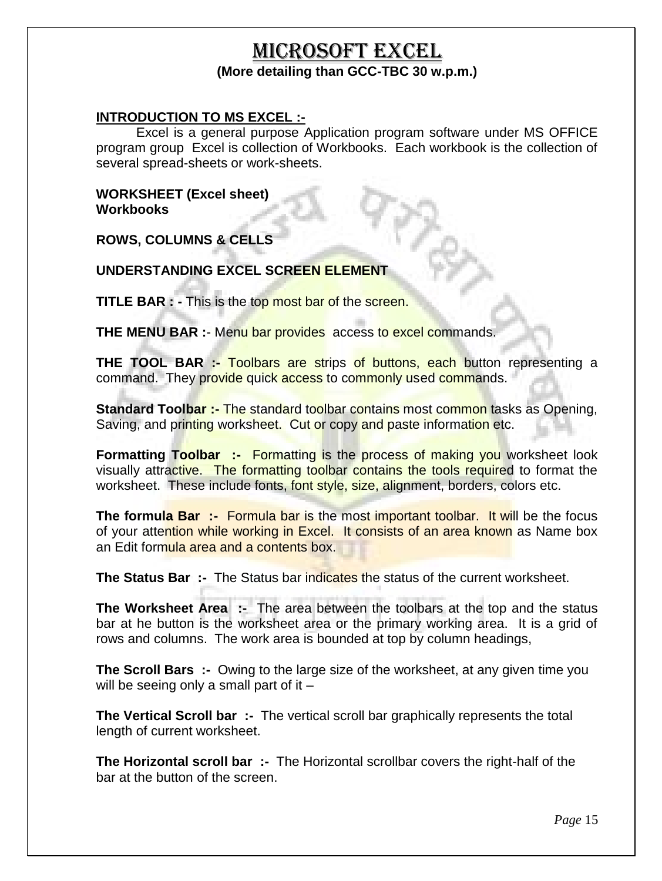# MICROSOFT EXCEL

**(More detailing than GCC-TBC 30 w.p.m.)**

**INTRODUCTION TO MS EXCEL :-**

Excel is a general purpose Application program software under MS OFFICE program group Excel is collection of Workbooks. Each workbook is the collection of several spread-sheets or work-sheets.

**WORKSHEET (Excel sheet)**
**Workbooks**

**ROWS, COLUMNS & CELLS**

**UNDERSTANDING EXCEL SCREEN ELEMENT**

**TITLE BAR : -** This is the top most bar of the screen.

**THE MENU BAR :**- Menu bar provides access to excel commands.

**THE TOOL BAR :-** Toolbars are strips of buttons, each button representing a command. They provide quick access to commonly used commands.

**Standard Toolbar :-** The standard toolbar contains most common tasks as Opening, Saving, and printing worksheet. Cut or copy and paste information etc.

**Formatting Toolbar :-** Formatting is the process of making you worksheet look visually attractive. The formatting toolbar contains the tools required to format the worksheet. These include fonts, font style, size, alignment, borders, colors etc.

**The formula Bar :-** Formula bar is the most important toolbar. It will be the focus of your attention while working in Excel. It consists of an area known as Name box an Edit formula area and a contents box.

**The Status Bar :-** The Status bar indicates the status of the current worksheet.

**The Worksheet Area :-** The area between the toolbars at the top and the status bar at he button is the worksheet area or the primary working area. It is a grid of rows and columns. The work area is bounded at top by column headings,

**The Scroll Bars :-** Owing to the large size of the worksheet, at any given time you will be seeing only a small part of it –

**The Vertical Scroll bar :-** The vertical scroll bar graphically represents the total length of current worksheet.

**The Horizontal scroll bar :-** The Horizontal scrollbar covers the right-half of the bar at the button of the screen.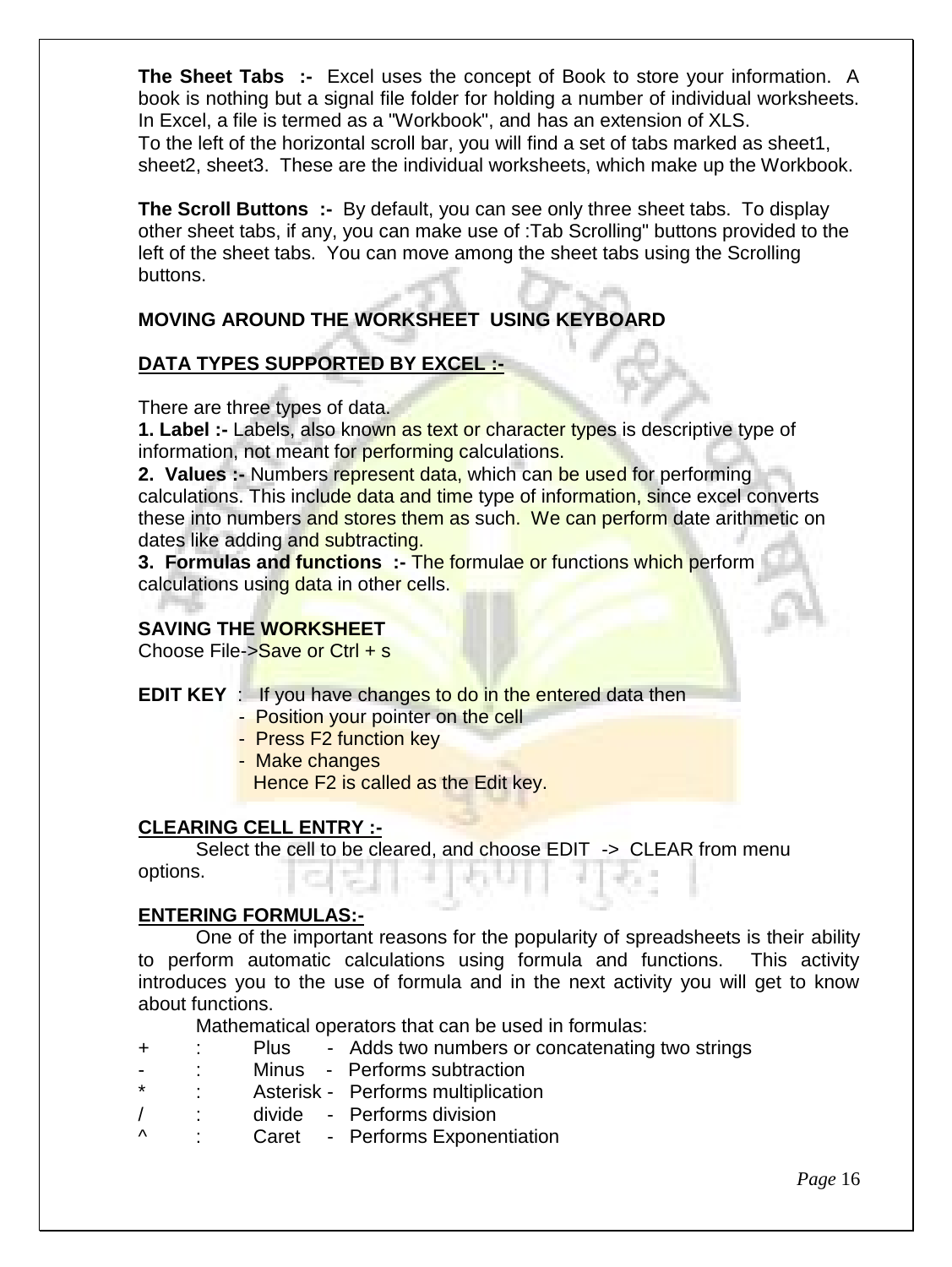**The Sheet Tabs :-** Excel uses the concept of Book to store your information. A book is nothing but a signal file folder for holding a number of individual worksheets. In Excel, a file is termed as a "Workbook", and has an extension of XLS.
To the left of the horizontal scroll bar, you will find a set of tabs marked as sheet1, sheet2, sheet3. These are the individual worksheets, which make up the Workbook.

**The Scroll Buttons :-** By default, you can see only three sheet tabs. To display other sheet tabs, if any, you can make use of :Tab Scrolling" buttons provided to the left of the sheet tabs. You can move among the sheet tabs using the Scrolling buttons.

**MOVING AROUND THE WORKSHEET USING KEYBOARD**

**DATA TYPES SUPPORTED BY EXCEL :-**

There are three types of data.
**1. Label :-** Labels, also known as text or character types is descriptive type of information, not meant for performing calculations.
**2. Values :-** Numbers represent data, which can be used for performing calculations. This include data and time type of information, since excel converts these into numbers and stores them as such. We can perform date arithmetic on dates like adding and subtracting.
**3. Formulas and functions :-** The formulae or functions which perform calculations using data in other cells.

**SAVING THE WORKSHEET**
Choose File->Save or Ctrl + s

**EDIT KEY** : If you have changes to do in the entered data then
- Position your pointer on the cell
- Press F2 function key
- Make changes

Hence F2 is called as the Edit key.

**CLEARING CELL ENTRY :-**
Select the cell to be cleared, and choose EDIT -> CLEAR from menu options.

**ENTERING FORMULAS:-**
One of the important reasons for the popularity of spreadsheets is their ability to perform automatic calculations using formula and functions. This activity introduces you to the use of formula and in the next activity you will get to know about functions.
Mathematical operators that can be used in formulas:

| | | | |
|---|---|---|---|
| + | : | Plus | - Adds two numbers or concatenating two strings |
| - | : | Minus | - Performs subtraction |
| * | : | Asterisk | - Performs multiplication |
| / | : | divide | - Performs division |
| ^ | : | Caret | - Performs Exponentiation |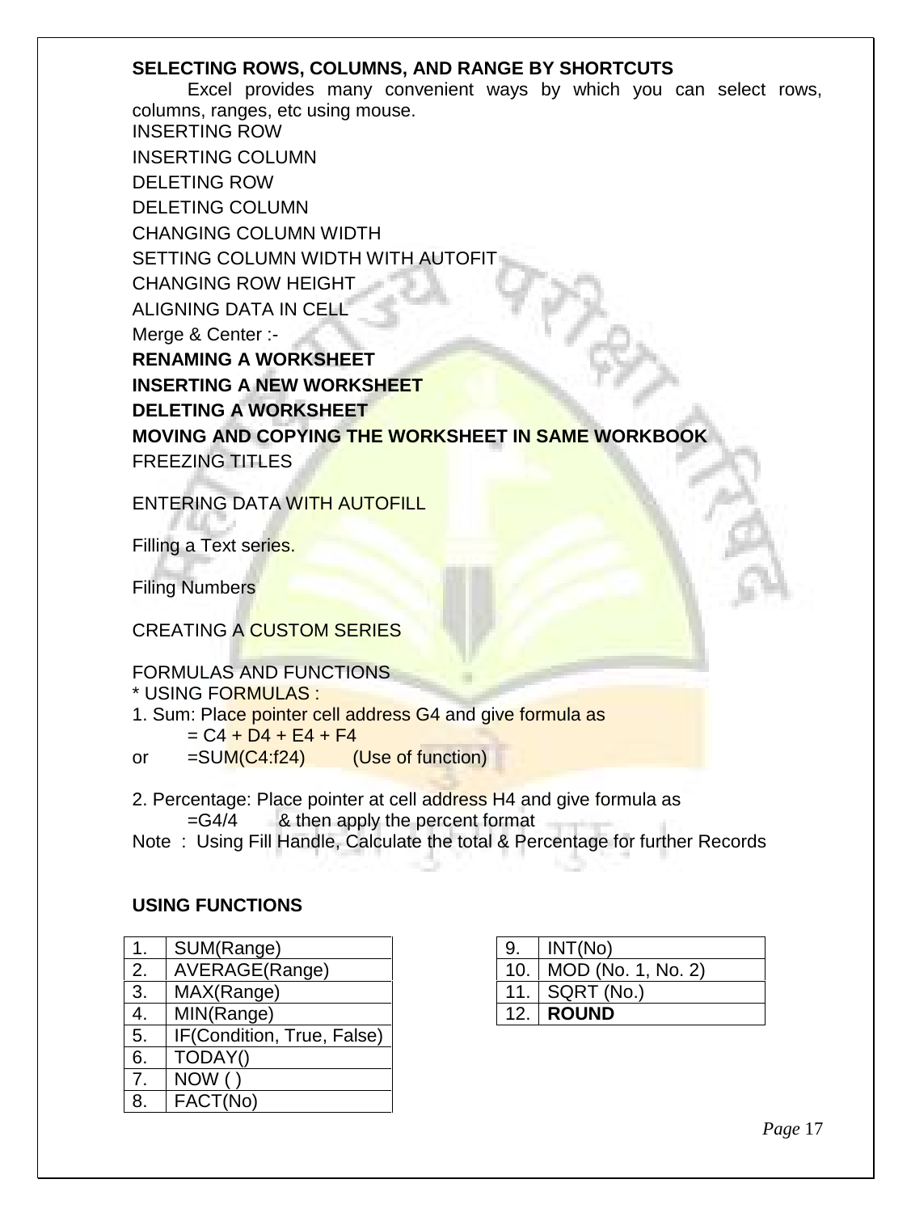**SELECTING ROWS, COLUMNS, AND RANGE BY SHORTCUTS**

Excel provides many convenient ways by which you can select rows, columns, ranges, etc using mouse.

INSERTING ROW

INSERTING COLUMN

DELETING ROW

DELETING COLUMN

CHANGING COLUMN WIDTH

SETTING COLUMN WIDTH WITH AUTOFIT

CHANGING ROW HEIGHT

ALIGNING DATA IN CELL

Merge & Center :-

**RENAMING A WORKSHEET**

**INSERTING A NEW WORKSHEET**

**DELETING A WORKSHEET**

**MOVING AND COPYING THE WORKSHEET IN SAME WORKBOOK**

FREEZING TITLES

ENTERING DATA WITH AUTOFILL

Filling a Text series.

Filing Numbers

CREATING A CUSTOM SERIES

FORMULAS AND FUNCTIONS

* USING FORMULAS :

1. Sum: Place pointer cell address G4 and give formula as
   = C4 + D4 + E4 + F4

or =SUM(C4:f24) (Use of function)

2. Percentage: Place pointer at cell address H4 and give formula as
   =G4/4 & then apply the percent format

Note : Using Fill Handle, Calculate the total & Percentage for further Records

**USING FUNCTIONS**

| 1. | SUM(Range) |
|---|---|
| 2. | AVERAGE(Range) |
| 3. | MAX(Range) |
| 4. | MIN(Range) |
| 5. | IF(Condition, True, False) |
| 6. | TODAY() |
| 7. | NOW ( ) |
| 8. | FACT(No) |

| 9. | INT(No) |
|---|---|
| 10. | MOD (No. 1, No. 2) |
| 11. | SQRT (No.) |
| 12. | **ROUND** |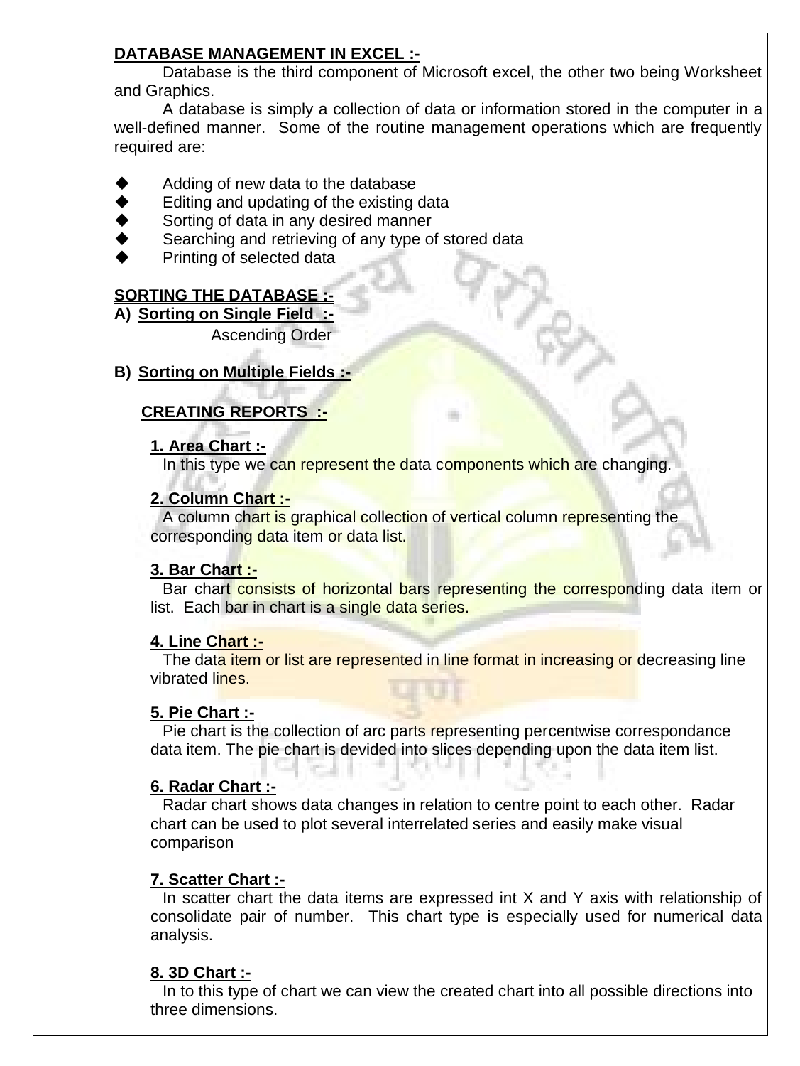## DATABASE MANAGEMENT IN EXCEL :-

Database is the third component of Microsoft excel, the other two being Worksheet and Graphics.

A database is simply a collection of data or information stored in the computer in a well-defined manner. Some of the routine management operations which are frequently required are:

- Adding of new data to the database
- Editing and updating of the existing data
- Sorting of data in any desired manner
- Searching and retrieving of any type of stored data
- Printing of selected data

## SORTING THE DATABASE :-

**A) Sorting on Single Field :-**

Ascending Order

**B) Sorting on Multiple Fields :-**

## CREATING REPORTS :-

**1. Area Chart :-**

In this type we can represent the data components which are changing.

**2. Column Chart :-**

A column chart is graphical collection of vertical column representing the corresponding data item or data list.

**3. Bar Chart :-**

Bar chart consists of horizontal bars representing the corresponding data item or list. Each bar in chart is a single data series.

**4. Line Chart :-**

The data item or list are represented in line format in increasing or decreasing line vibrated lines.

**5. Pie Chart :-**

Pie chart is the collection of arc parts representing percentwise correspondance data item. The pie chart is devided into slices depending upon the data item list.

**6. Radar Chart :-**

Radar chart shows data changes in relation to centre point to each other. Radar chart can be used to plot several interrelated series and easily make visual comparison

**7. Scatter Chart :-**

In scatter chart the data items are expressed int X and Y axis with relationship of consolidate pair of number. This chart type is especially used for numerical data analysis.

**8. 3D Chart :-**

In to this type of chart we can view the created chart into all possible directions into three dimensions.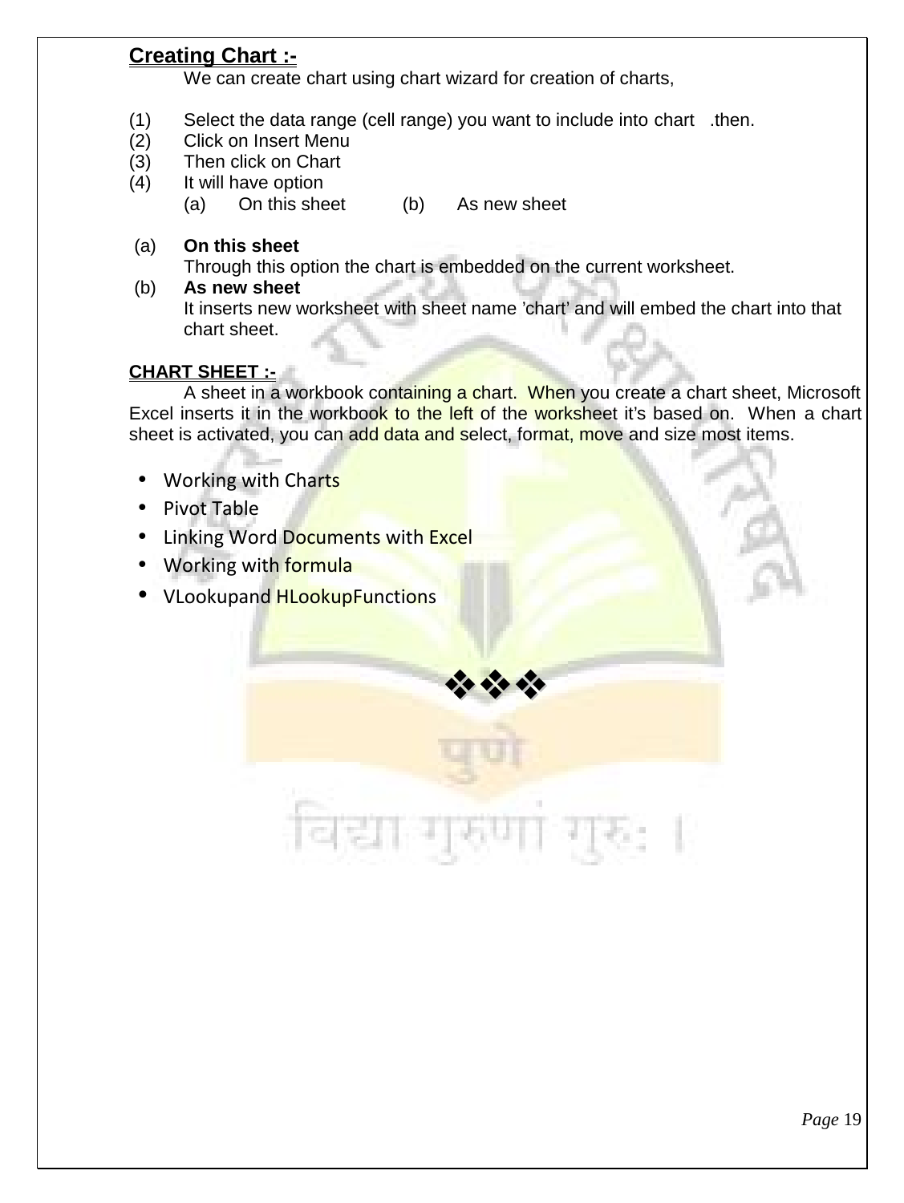## Creating Chart :-

We can create chart using chart wizard for creation of charts,

(1) Select the data range (cell range) you want to include into chart .then.
(2) Click on Insert Menu
(3) Then click on Chart
(4) It will have option
    (a) On this sheet (b) As new sheet

(a) **On this sheet**
Through this option the chart is embedded on the current worksheet.

(b) **As new sheet**
It inserts new worksheet with sheet name ’chart’ and will embed the chart into that chart sheet.

**CHART SHEET :-**

A sheet in a workbook containing a chart. When you create a chart sheet, Microsoft Excel inserts it in the workbook to the left of the worksheet it’s based on. When a chart sheet is activated, you can add data and select, format, move and size most items.

- Working with Charts
- Pivot Table
- Linking Word Documents with Excel
- Working with formula
- VLookupand HLookupFunctions

❖❖❖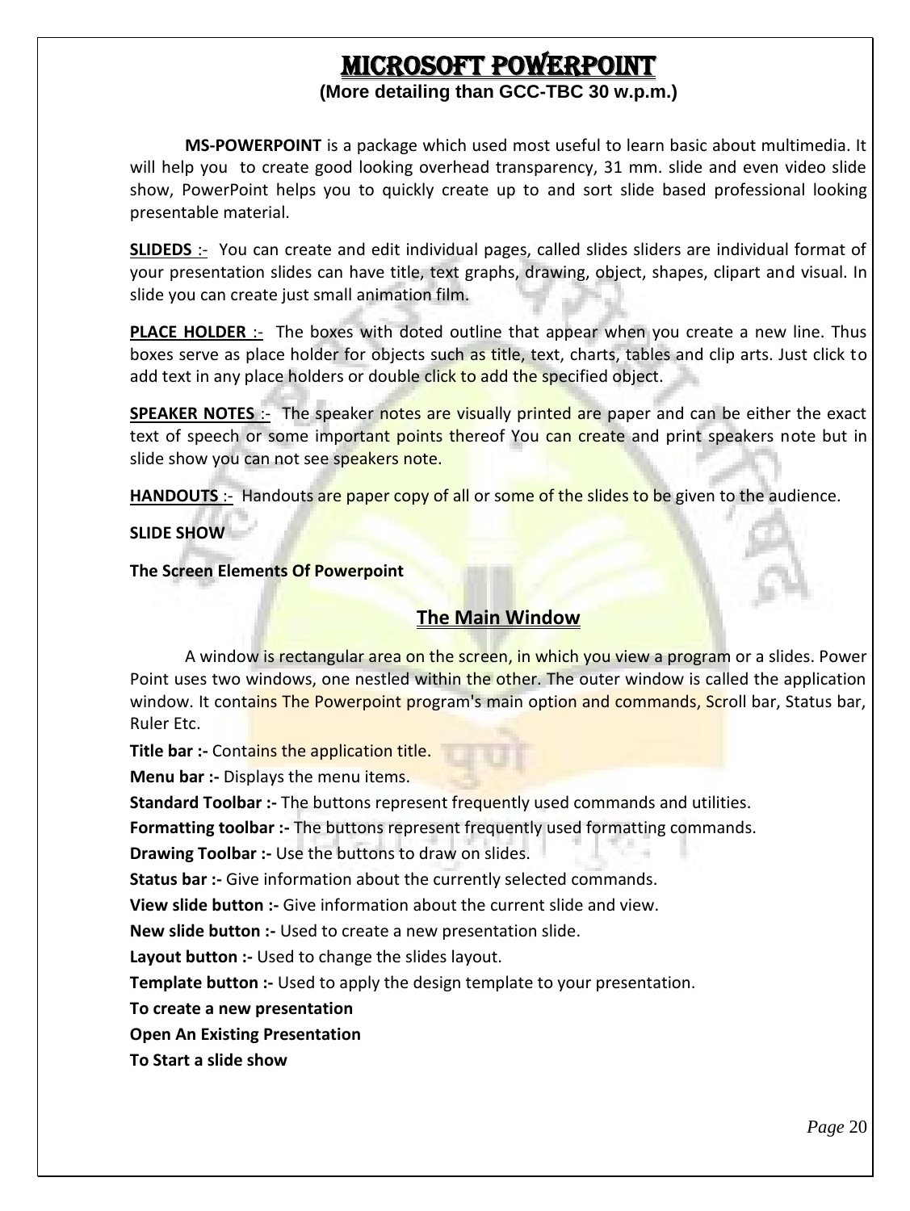# MICROSOFT POWERPOINT

**(More detailing than GCC-TBC 30 w.p.m.)**

**MS-POWERPOINT** is a package which used most useful to learn basic about multimedia. It will help you to create good looking overhead transparency, 31 mm. slide and even video slide show, PowerPoint helps you to quickly create up to and sort slide based professional looking presentable material.

**SLIDEDS** :- You can create and edit individual pages, called slides sliders are individual format of your presentation slides can have title, text graphs, drawing, object, shapes, clipart and visual. In slide you can create just small animation film.

**PLACE HOLDER** :- The boxes with doted outline that appear when you create a new line. Thus boxes serve as place holder for objects such as title, text, charts, tables and clip arts. Just click to add text in any place holders or double click to add the specified object.

**SPEAKER NOTES** :- The speaker notes are visually printed are paper and can be either the exact text of speech or some important points thereof You can create and print speakers note but in slide show you can not see speakers note.

**HANDOUTS** :- Handouts are paper copy of all or some of the slides to be given to the audience.

**SLIDE SHOW**

**The Screen Elements Of Powerpoint**

## The Main Window

A window is rectangular area on the screen, in which you view a program or a slides. Power Point uses two windows, one nestled within the other. The outer window is called the application window. It contains The Powerpoint program's main option and commands, Scroll bar, Status bar, Ruler Etc.

**Title bar :-** Contains the application title.

**Menu bar :-** Displays the menu items.

**Standard Toolbar :-** The buttons represent frequently used commands and utilities.

**Formatting toolbar :-** The buttons represent frequently used formatting commands.

**Drawing Toolbar :-** Use the buttons to draw on slides.

**Status bar :-** Give information about the currently selected commands.

**View slide button :-** Give information about the current slide and view.

**New slide button :-** Used to create a new presentation slide.

**Layout button :-** Used to change the slides layout.

**Template button :-** Used to apply the design template to your presentation.

**To create a new presentation**

**Open An Existing Presentation**

**To Start a slide show**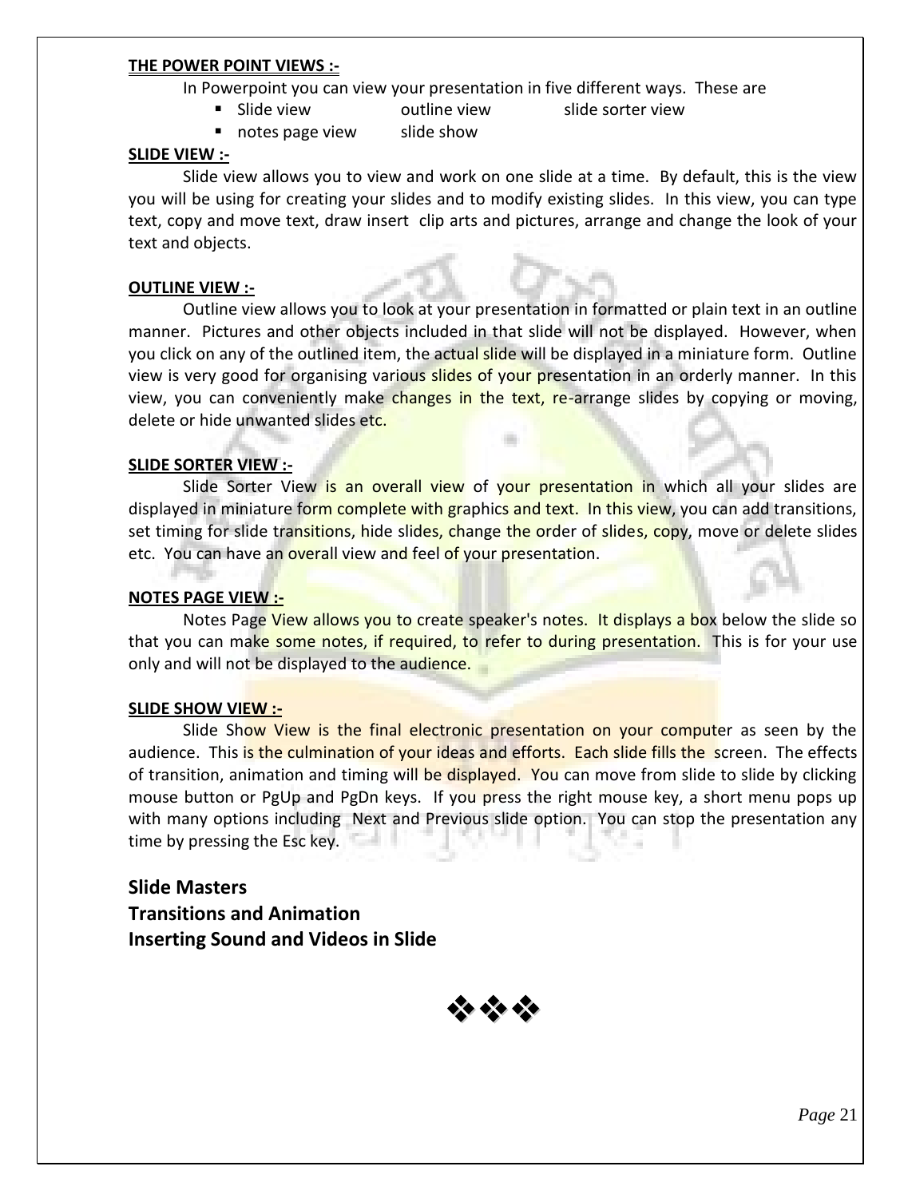**<u>THE POWER POINT VIEWS :-</u>**

In Powerpoint you can view your presentation in five different ways. These are

- Slide view  outline view  slide sorter view
- notes page view  slide show

**<u>SLIDE VIEW :-</u>**

Slide view allows you to view and work on one slide at a time. By default, this is the view you will be using for creating your slides and to modify existing slides. In this view, you can type text, copy and move text, draw insert clip arts and pictures, arrange and change the look of your text and objects.

**<u>OUTLINE VIEW :-</u>**

Outline view allows you to look at your presentation in formatted or plain text in an outline manner. Pictures and other objects included in that slide will not be displayed. However, when you click on any of the outlined item, the actual slide will be displayed in a miniature form. Outline view is very good for organising various slides of your presentation in an orderly manner. In this view, you can conveniently make changes in the text, re-arrange slides by copying or moving, delete or hide unwanted slides etc.

**<u>SLIDE SORTER VIEW :-</u>**

Slide Sorter View is an overall view of your presentation in which all your slides are displayed in miniature form complete with graphics and text. In this view, you can add transitions, set timing for slide transitions, hide slides, change the order of slides, copy, move or delete slides etc. You can have an overall view and feel of your presentation.

**<u>NOTES PAGE VIEW :-</u>**

Notes Page View allows you to create speaker's notes. It displays a box below the slide so that you can make some notes, if required, to refer to during presentation. This is for your use only and will not be displayed to the audience.

**<u>SLIDE SHOW VIEW :-</u>**

Slide Show View is the final electronic presentation on your computer as seen by the audience. This is the culmination of your ideas and efforts. Each slide fills the screen. The effects of transition, animation and timing will be displayed. You can move from slide to slide by clicking mouse button or PgUp and PgDn keys. If you press the right mouse key, a short menu pops up with many options including Next and Previous slide option. You can stop the presentation any time by pressing the Esc key.

**Slide Masters**

**Transitions and Animation**

**Inserting Sound and Videos in Slide**

❖❖❖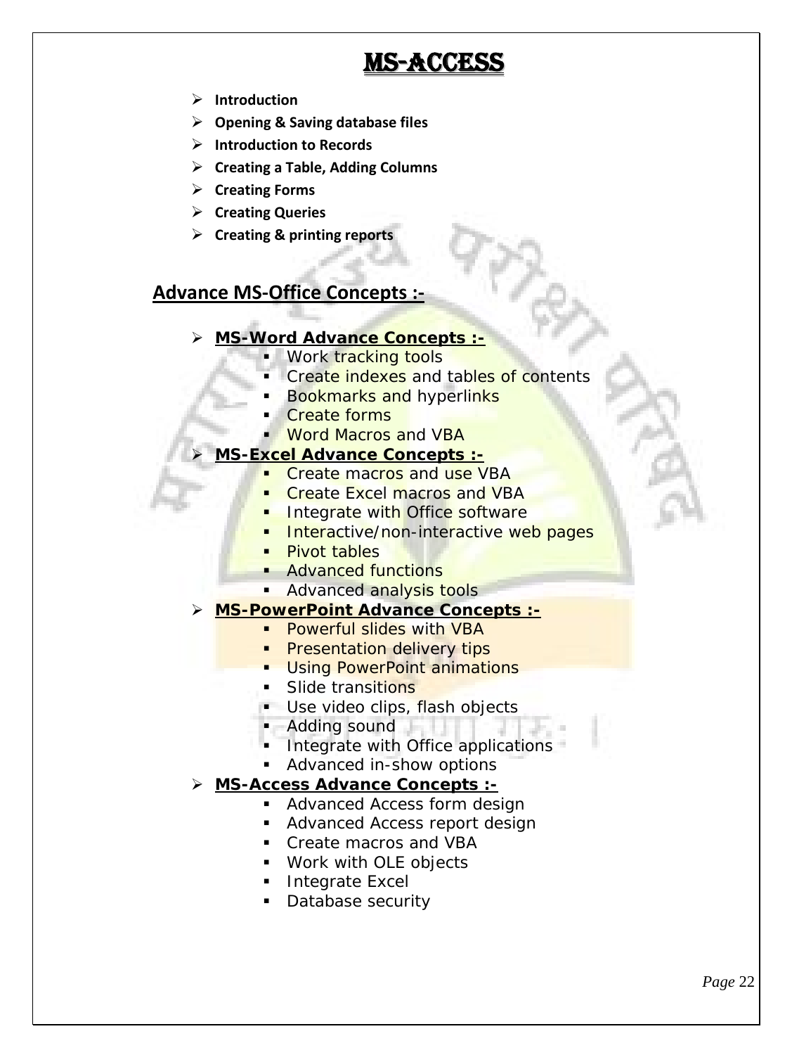# MS-ACCESS

- **Introduction**
- **Opening & Saving database files**
- **Introduction to Records**
- **Creating a Table, Adding Columns**
- **Creating Forms**
- **Creating Queries**
- **Creating & printing reports**

## Advance MS-Office Concepts :-

- **MS-Word Advance Concepts :-**
  - Work tracking tools
  - Create indexes and tables of contents
  - Bookmarks and hyperlinks
  - Create forms
  - Word Macros and VBA
- **MS-Excel Advance Concepts :-**
  - Create macros and use VBA
  - Create Excel macros and VBA
  - Integrate with Office software
  - Interactive/non-interactive web pages
  - Pivot tables
  - Advanced functions
  - Advanced analysis tools
- **MS-PowerPoint Advance Concepts :-**
  - Powerful slides with VBA
  - Presentation delivery tips
  - Using PowerPoint animations
  - Slide transitions
  - Use video clips, flash objects
  - Adding sound
  - Integrate with Office applications
  - Advanced in-show options
- **MS-Access Advance Concepts :-**
  - Advanced Access form design
  - Advanced Access report design
  - Create macros and VBA
  - Work with OLE objects
  - Integrate Excel
  - Database security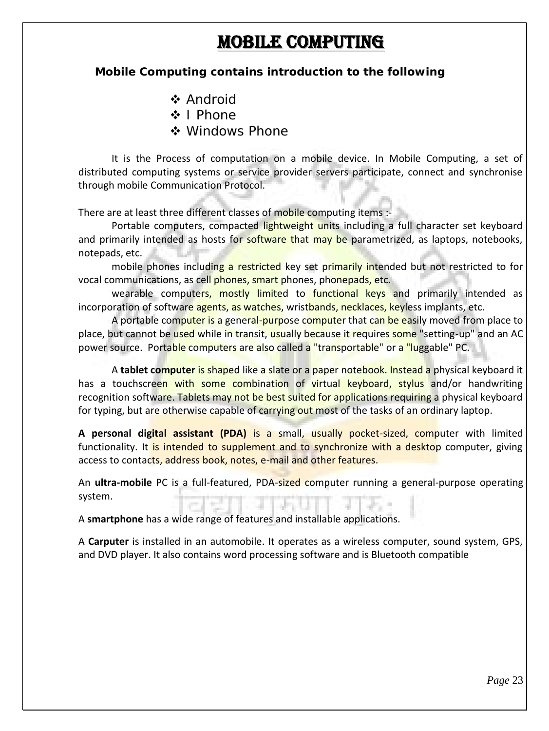# MOBILE COMPUTING

**Mobile Computing contains introduction to the following**

- Android
- I Phone
- Windows Phone

It is the Process of computation on a mobile device. In Mobile Computing, a set of distributed computing systems or service provider servers participate, connect and synchronise through mobile Communication Protocol.

There are at least three different classes of mobile computing items :-

Portable computers, compacted lightweight units including a full character set keyboard and primarily intended as hosts for software that may be parametrized, as laptops, notebooks, notepads, etc.

mobile phones including a restricted key set primarily intended but not restricted to for vocal communications, as cell phones, smart phones, phonepads, etc.

wearable computers, mostly limited to functional keys and primarily intended as incorporation of software agents, as watches, wristbands, necklaces, keyless implants, etc.

A portable computer is a general-purpose computer that can be easily moved from place to place, but cannot be used while in transit, usually because it requires some "setting-up" and an AC power source. Portable computers are also called a "transportable" or a "luggable" PC.

A **tablet computer** is shaped like a slate or a paper notebook. Instead a physical keyboard it has a touchscreen with some combination of virtual keyboard, stylus and/or handwriting recognition software. Tablets may not be best suited for applications requiring a physical keyboard for typing, but are otherwise capable of carrying out most of the tasks of an ordinary laptop.

**A personal digital assistant (PDA)** is a small, usually pocket-sized, computer with limited functionality. It is intended to supplement and to synchronize with a desktop computer, giving access to contacts, address book, notes, e-mail and other features.

An **ultra-mobile** PC is a full-featured, PDA-sized computer running a general-purpose operating system.

A **smartphone** has a wide range of features and installable applications.

A **Carputer** is installed in an automobile. It operates as a wireless computer, sound system, GPS, and DVD player. It also contains word processing software and is Bluetooth compatible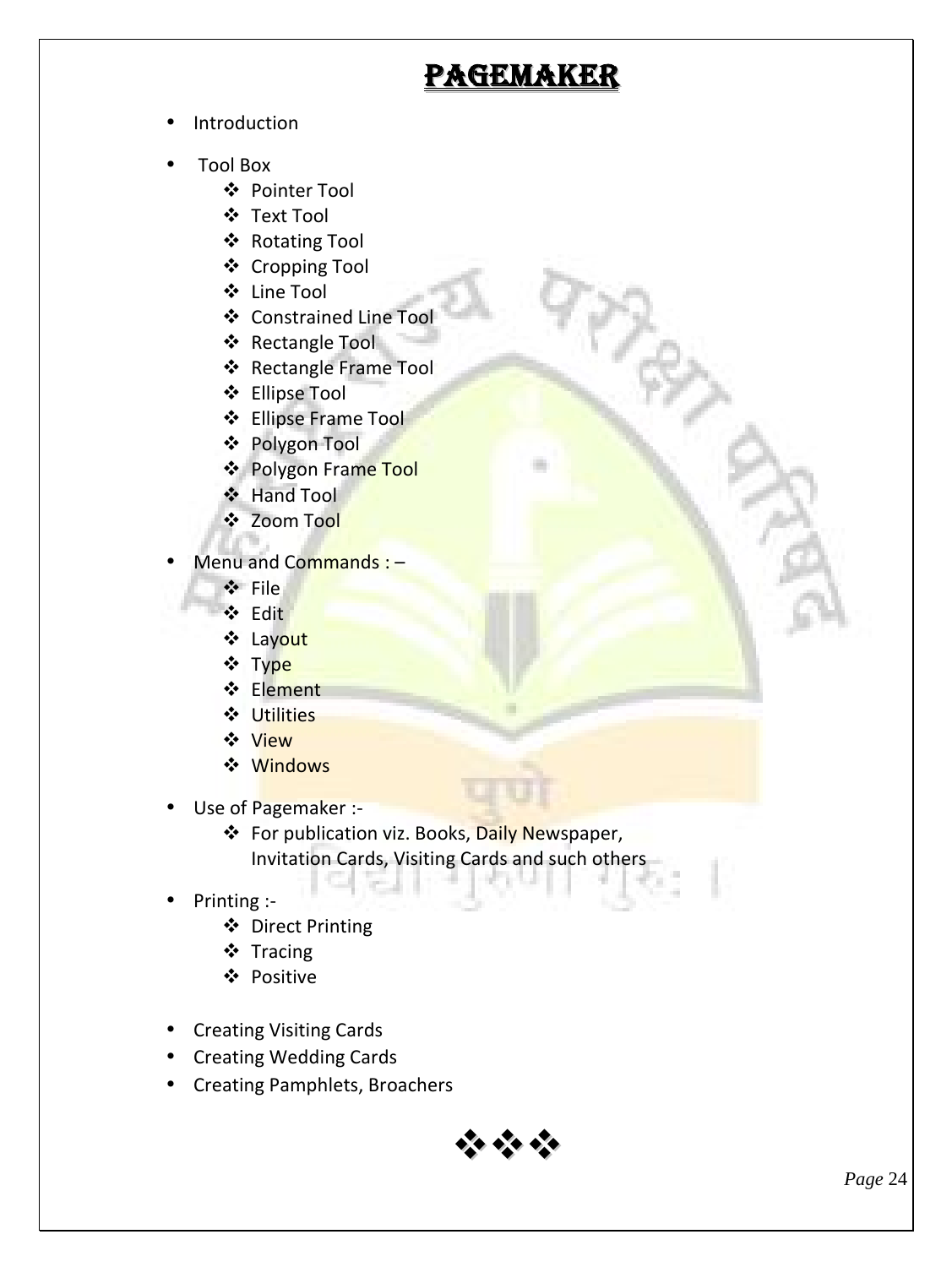# PAGEMAKER

- Introduction
- Tool Box
  - Pointer Tool
  - Text Tool
  - Rotating Tool
  - Cropping Tool
  - Line Tool
  - Constrained Line Tool
  - Rectangle Tool
  - Rectangle Frame Tool
  - Ellipse Tool
  - Ellipse Frame Tool
  - Polygon Tool
  - Polygon Frame Tool
  - Hand Tool
  - Zoom Tool
- Menu and Commands : –
  - File
  - Edit
  - Layout
  - Type
  - Element
  - Utilities
  - View
  - Windows
- Use of Pagemaker :-
  - For publication viz. Books, Daily Newspaper, Invitation Cards, Visiting Cards and such others
- Printing :-
  - Direct Printing
  - Tracing
  - Positive
- Creating Visiting Cards
- Creating Wedding Cards
- Creating Pamphlets, Broachers

❖❖❖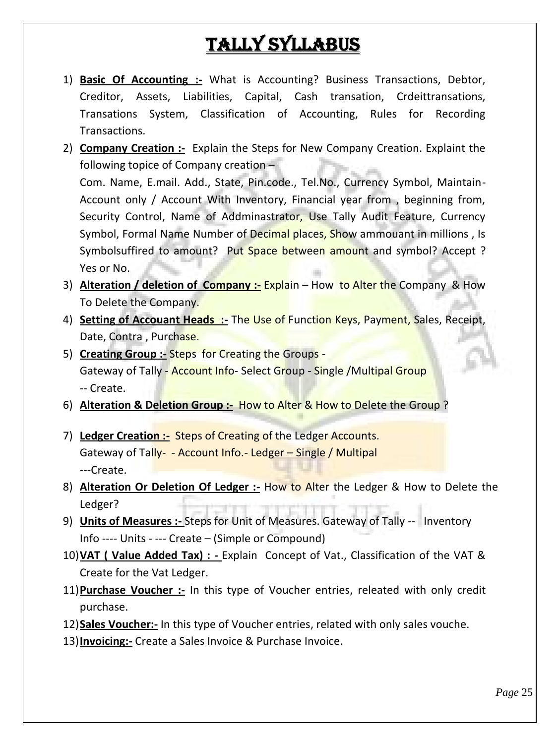# TALLY SYLLABUS

1) **Basic Of Accounting :-** What is Accounting? Business Transactions, Debtor, Creditor, Assets, Liabilities, Capital, Cash transation, Crdeittransations, Transations System, Classification of Accounting, Rules for Recording Transactions.
2) **Company Creation :-** Explain the Steps for New Company Creation. Explaint the following topice of Company creation –
   Com. Name, E.mail. Add., State, Pin.code., Tel.No., Currency Symbol, Maintain-Account only / Account With Inventory, Financial year from , beginning from, Security Control, Name of Addminastrator, Use Tally Audit Feature, Currency Symbol, Formal Name Number of Decimal places, Show ammouant in millions , Is Symbolsuffired to amount? Put Space between amount and symbol? Accept ? Yes or No.
3) **Alteration / deletion of Company :-** Explain – How to Alter the Company & How To Delete the Company.
4) **Setting of Accouant Heads :-** The Use of Function Keys, Payment, Sales, Receipt, Date, Contra , Purchase.
5) **Creating Group :-** Steps for Creating the Groups -
   Gateway of Tally - Account Info- Select Group - Single /Multipal Group
   -- Create.
6) **Alteration & Deletion Group :-** How to Alter & How to Delete the Group ?
7) **Ledger Creation :-** Steps of Creating of the Ledger Accounts.
   Gateway of Tally- - Account Info.- Ledger – Single / Multipal
   ---Create.
8) **Alteration Or Deletion Of Ledger :-** How to Alter the Ledger & How to Delete the Ledger?
9) **Units of Measures :-** Steps for Unit of Measures. Gateway of Tally -- Inventory Info ---- Units - --- Create – (Simple or Compound)
10) **VAT ( Value Added Tax) : -** Explain Concept of Vat., Classification of the VAT & Create for the Vat Ledger.
11) **Purchase Voucher :-** In this type of Voucher entries, releated with only credit purchase.
12) **Sales Voucher:-** In this type of Voucher entries, related with only sales vouche.
13) **Invoicing:-** Create a Sales Invoice & Purchase Invoice.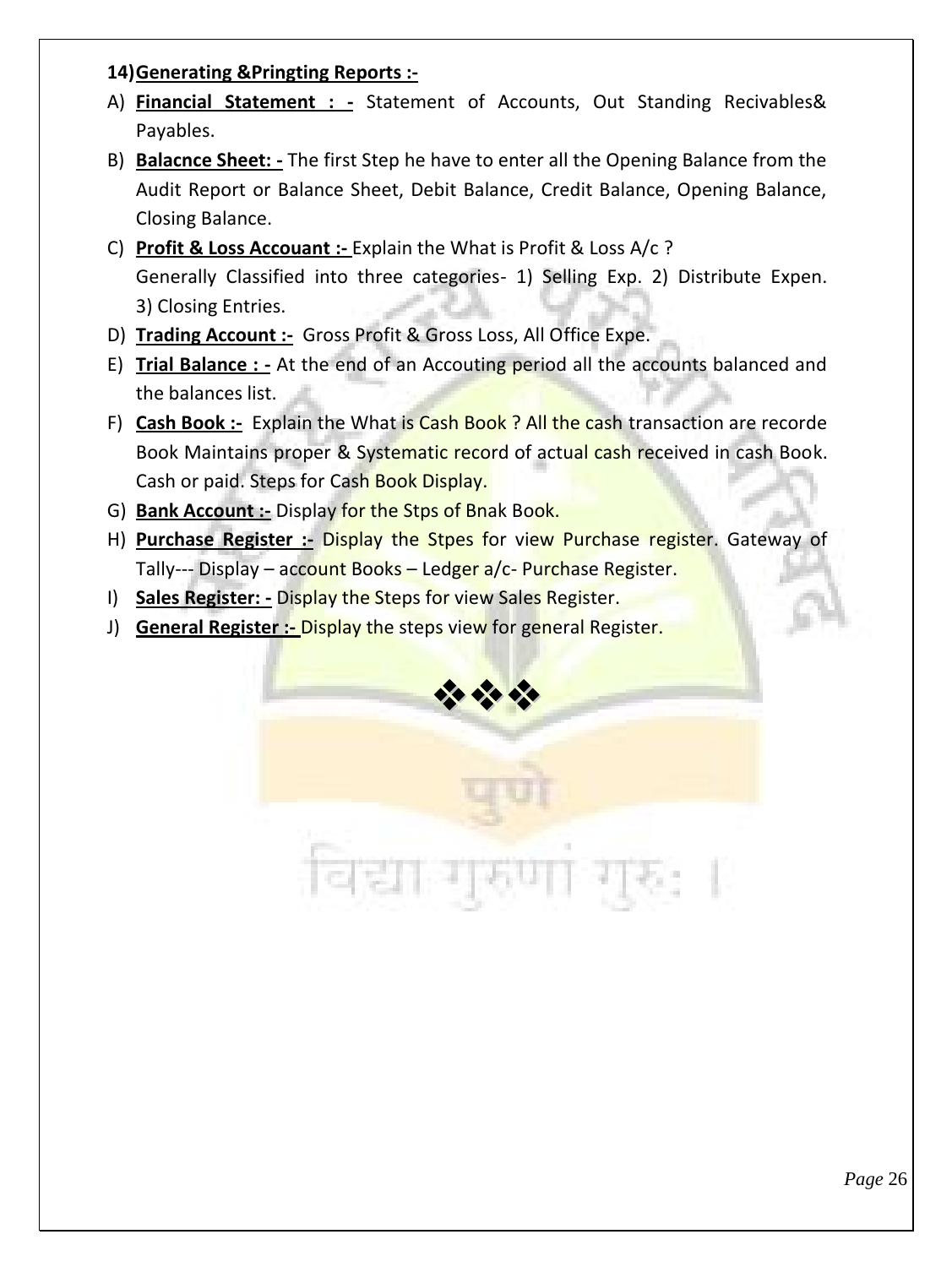**14) Generating &Pringting Reports :-**

A) **Financial Statement : -** Statement of Accounts, Out Standing Recivables& Payables.

B) **Balacnce Sheet: -** The first Step he have to enter all the Opening Balance from the Audit Report or Balance Sheet, Debit Balance, Credit Balance, Opening Balance, Closing Balance.

C) **Profit & Loss Accouant :-** Explain the What is Profit & Loss A/c ?
Generally Classified into three categories- 1) Selling Exp. 2) Distribute Expen. 3) Closing Entries.

D) **Trading Account :-** Gross Profit & Gross Loss, All Office Expe.

E) **Trial Balance : -** At the end of an Accouting period all the accounts balanced and the balances list.

F) **Cash Book :-** Explain the What is Cash Book ? All the cash transaction are recorde Book Maintains proper & Systematic record of actual cash received in cash Book. Cash or paid. Steps for Cash Book Display.

G) **Bank Account :-** Display for the Stps of Bnak Book.

H) **Purchase Register :-** Display the Stpes for view Purchase register. Gateway of Tally--- Display – account Books – Ledger a/c- Purchase Register.

I) **Sales Register: -** Display the Steps for view Sales Register.

J) **General Register :-** Display the steps view for general Register.

❖❖❖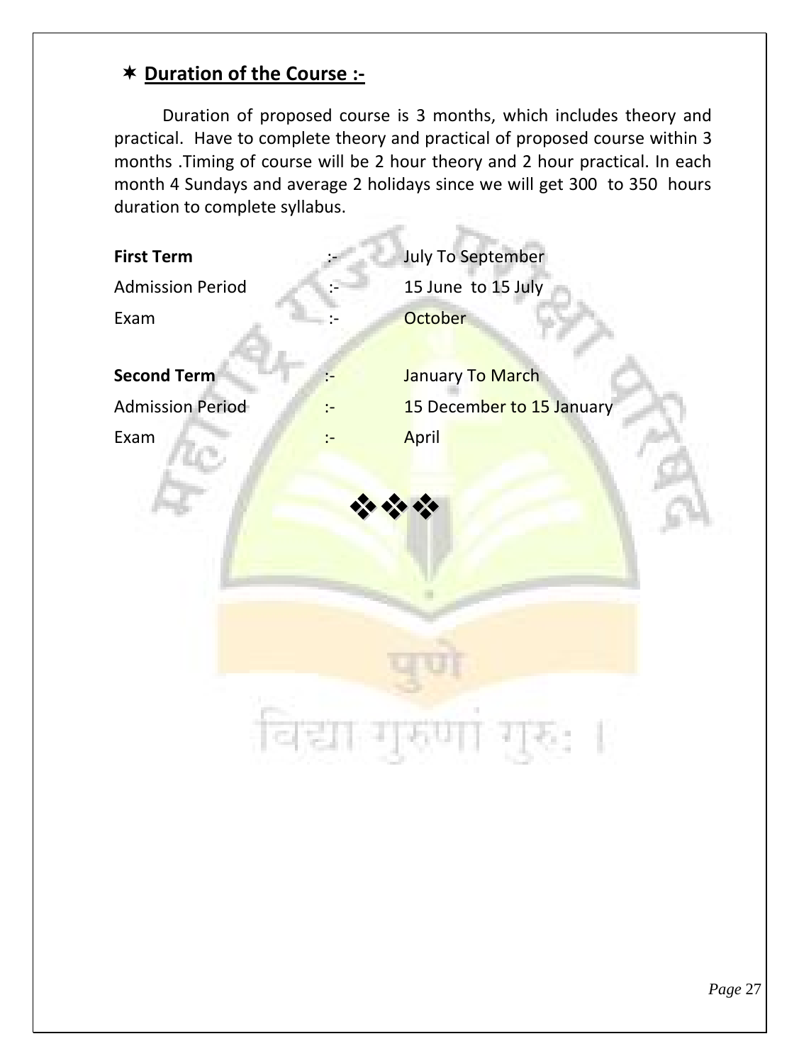## ✶ Duration of the Course :-

Duration of proposed course is 3 months, which includes theory and practical. Have to complete theory and practical of proposed course within 3 months .Timing of course will be 2 hour theory and 2 hour practical. In each month 4 Sundays and average 2 holidays since we will get 300 to 350 hours duration to complete syllabus.

| | | |
|---|---|---|
| **First Term** | :- | July To September |
| Admission Period | :- | 15 June to 15 July |
| Exam | :- | October |
| | | |
| **Second Term** | :- | January To March |
| Admission Period | :- | 15 December to 15 January |
| Exam | :- | April |

❖❖❖